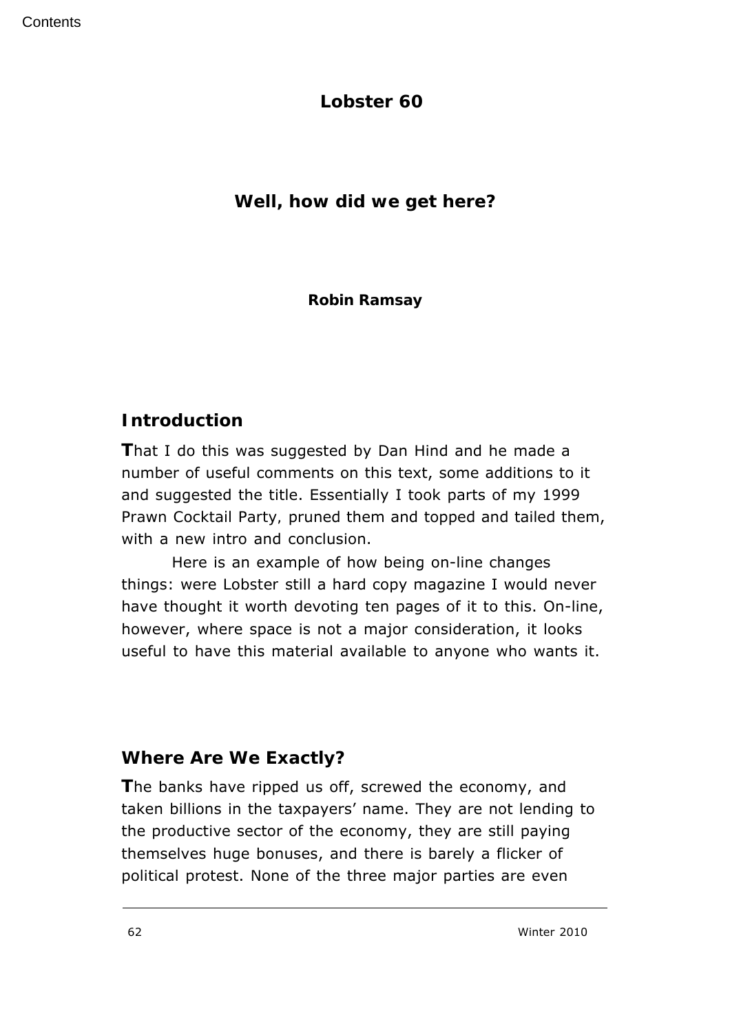# Lobster 60

## Well, how did we get here?

**Robin Ramsay**

### Introduction

**T**hat I do this was suggested by Dan Hind and he made a number of useful comments on this text, some additions to it and suggested the title. Essentially I took parts of my 1999 Prawn Cocktail Party, pruned them and topped and tailed them, with a new intro and conclusion.

Here is an example of how being on-line changes things: were Lobster still a hard copy magazine I would never have thought it worth devoting ten pages of it to this. On-line, however, where space is not a major consideration, it looks useful to have this material available to anyone who wants it.

### Where Are We Exactly?

**T**he banks have ripped us off, screwed the economy, and taken billions in the taxpayers' name. They are not lending to the productive sector of the economy, they are still paying themselves huge bonuses, and there is barely a flicker of political protest. None of the three major parties are even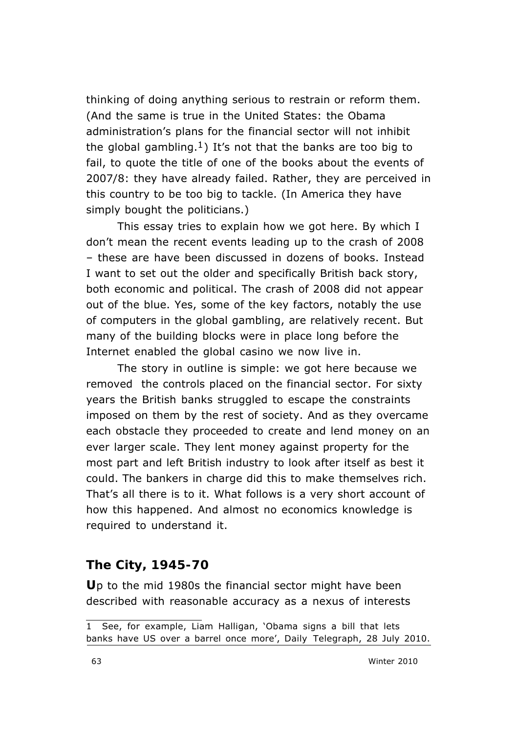thinking of doing anything serious to restrain or reform them. (And the same is true in the United States: the Obama administration's plans for the financial sector will not inhibit the global gambling.[1]) It's not that the banks are too big to fail, to quote the title of one of the books about the events of 2007/8: they have already failed. Rather, they are perceived in this country to be too big to tackle. (In America they have simply bought the politicians.)

This essay tries to explain how we got here. By which I don't mean the recent events leading up to the crash of 2008 – these are have been discussed in dozens of books. Instead I want to set out the older and specifically British back story, both economic and political. The crash of 2008 did not appear out of the blue. Yes, some of the key factors, notably the use of computers in the global gambling, are relatively recent. But many of the building blocks were in place long before the Internet enabled the global casino we now live in.

The story in outline is simple: we got here because we removed the controls placed on the financial sector. For sixty years the British banks struggled to escape the constraints imposed on them by the rest of society. And as they overcame each obstacle they proceeded to create and lend money on an ever larger scale. They lent money against property for the most part and left British industry to look after itself as best it could. The bankers in charge did this to make themselves rich. That's all there is to it. What follows is a very short account of how this happened. And almost no economics knowledge is required to understand it.

## The City, 1945-70

**U**p to the mid 1980s the financial sector might have been described with reasonable accuracy as a nexus of interests

---

1 See, for example, Liam Halligan, 'Obama signs a bill that lets banks have US over a barrel once more', Daily Telegraph, 28 July 2010.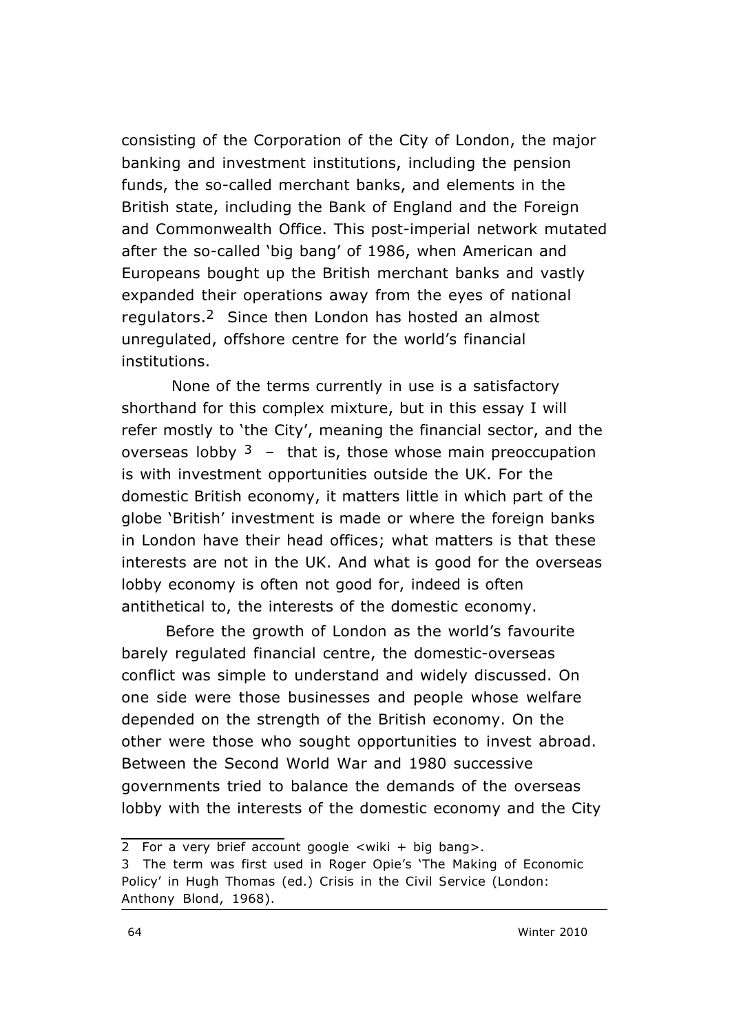consisting of the Corporation of the City of London, the major banking and investment institutions, including the pension funds, the so-called merchant banks, and elements in the British state, including the Bank of England and the Foreign and Commonwealth Office. This post-imperial network mutated after the so-called 'big bang' of 1986, when American and Europeans bought up the British merchant banks and vastly expanded their operations away from the eyes of national regulators.[2] Since then London has hosted an almost unregulated, offshore centre for the world's financial institutions.

None of the terms currently in use is a satisfactory shorthand for this complex mixture, but in this essay I will refer mostly to 'the City', meaning the financial sector, and the overseas lobby [3] – that is, those whose main preoccupation is with investment opportunities outside the UK. For the domestic British economy, it matters little in which part of the globe 'British' investment is made or where the foreign banks in London have their head offices; what matters is that these interests are not in the UK. And what is good for the overseas lobby economy is often not good for, indeed is often antithetical to, the interests of the domestic economy.

Before the growth of London as the world's favourite barely regulated financial centre, the domestic-overseas conflict was simple to understand and widely discussed. On one side were those businesses and people whose welfare depended on the strength of the British economy. On the other were those who sought opportunities to invest abroad. Between the Second World War and 1980 successive governments tried to balance the demands of the overseas lobby with the interests of the domestic economy and the City

---

2 For a very brief account google <wiki + big bang>.

3 The term was first used in Roger Opie's 'The Making of Economic Policy' in Hugh Thomas (ed.) Crisis in the Civil Service (London: Anthony Blond, 1968).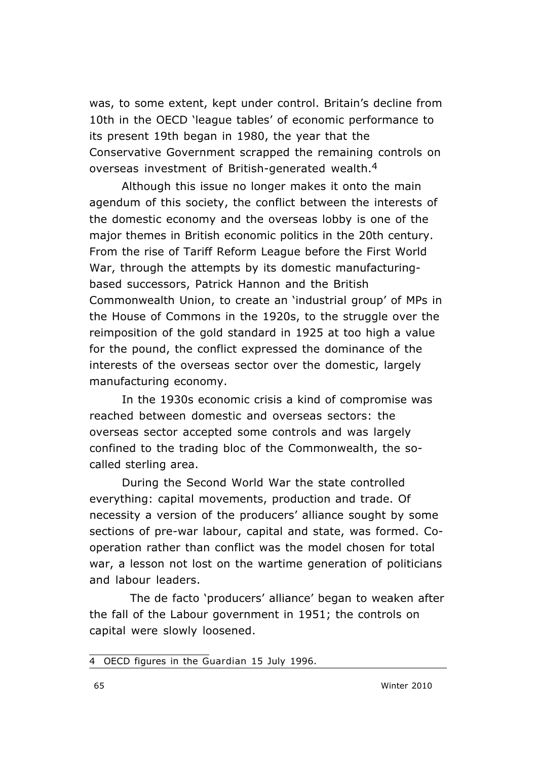was, to some extent, kept under control. Britain's decline from 10th in the OECD 'league tables' of economic performance to its present 19th began in 1980, the year that the Conservative Government scrapped the remaining controls on overseas investment of British-generated wealth.[4]

Although this issue no longer makes it onto the main agendum of this society, the conflict between the interests of the domestic economy and the overseas lobby is one of the major themes in British economic politics in the 20th century. From the rise of Tariff Reform League before the First World War, through the attempts by its domestic manufacturing-based successors, Patrick Hannon and the British Commonwealth Union, to create an 'industrial group' of MPs in the House of Commons in the 1920s, to the struggle over the reimposition of the gold standard in 1925 at too high a value for the pound, the conflict expressed the dominance of the interests of the overseas sector over the domestic, largely manufacturing economy.

In the 1930s economic crisis a kind of compromise was reached between domestic and overseas sectors: the overseas sector accepted some controls and was largely confined to the trading bloc of the Commonwealth, the so-called sterling area.

During the Second World War the state controlled everything: capital movements, production and trade. Of necessity a version of the producers' alliance sought by some sections of pre-war labour, capital and state, was formed. Co-operation rather than conflict was the model chosen for total war, a lesson not lost on the wartime generation of politicians and labour leaders.

The de facto 'producers' alliance' began to weaken after the fall of the Labour government in 1951; the controls on capital were slowly loosened.

---

4 OECD figures in the Guardian 15 July 1996.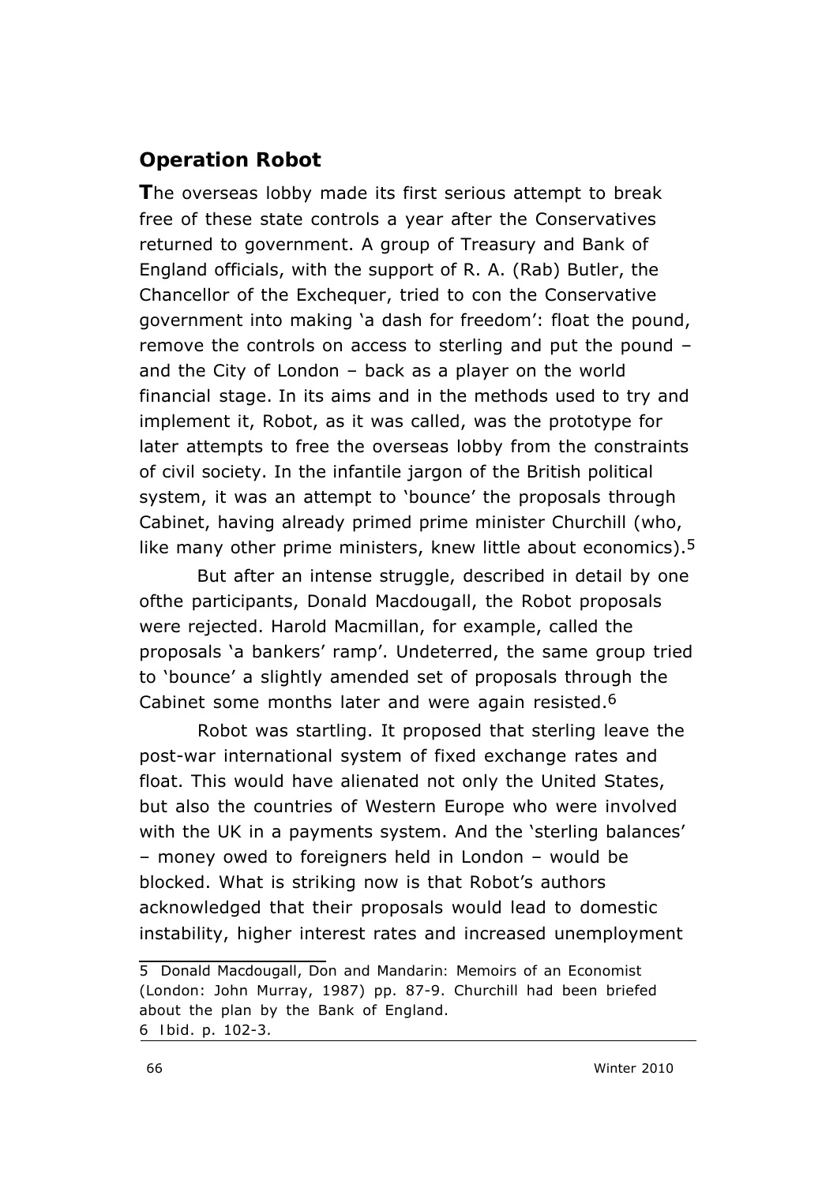## Operation Robot

**T**he overseas lobby made its first serious attempt to break free of these state controls a year after the Conservatives returned to government. A group of Treasury and Bank of England officials, with the support of R. A. (Rab) Butler, the Chancellor of the Exchequer, tried to con the Conservative government into making 'a dash for freedom': float the pound, remove the controls on access to sterling and put the pound – and the City of London – back as a player on the world financial stage. In its aims and in the methods used to try and implement it, Robot, as it was called, was the prototype for later attempts to free the overseas lobby from the constraints of civil society. In the infantile jargon of the British political system, it was an attempt to 'bounce' the proposals through Cabinet, having already primed prime minister Churchill (who, like many other prime ministers, knew little about economics).[5]

But after an intense struggle, described in detail by one ofthe participants, Donald Macdougall, the Robot proposals were rejected. Harold Macmillan, for example, called the proposals 'a bankers' ramp'. Undeterred, the same group tried to 'bounce' a slightly amended set of proposals through the Cabinet some months later and were again resisted.[6]

Robot was startling. It proposed that sterling leave the post-war international system of fixed exchange rates and float. This would have alienated not only the United States, but also the countries of Western Europe who were involved with the UK in a payments system. And the 'sterling balances' – money owed to foreigners held in London – would be blocked. What is striking now is that Robot's authors acknowledged that their proposals would lead to domestic instability, higher interest rates and increased unemployment

---

5 Donald Macdougall, Don and Mandarin: Memoirs of an Economist (London: John Murray, 1987) pp. 87-9. Churchill had been briefed about the plan by the Bank of England.

6 Ibid. p. 102-3.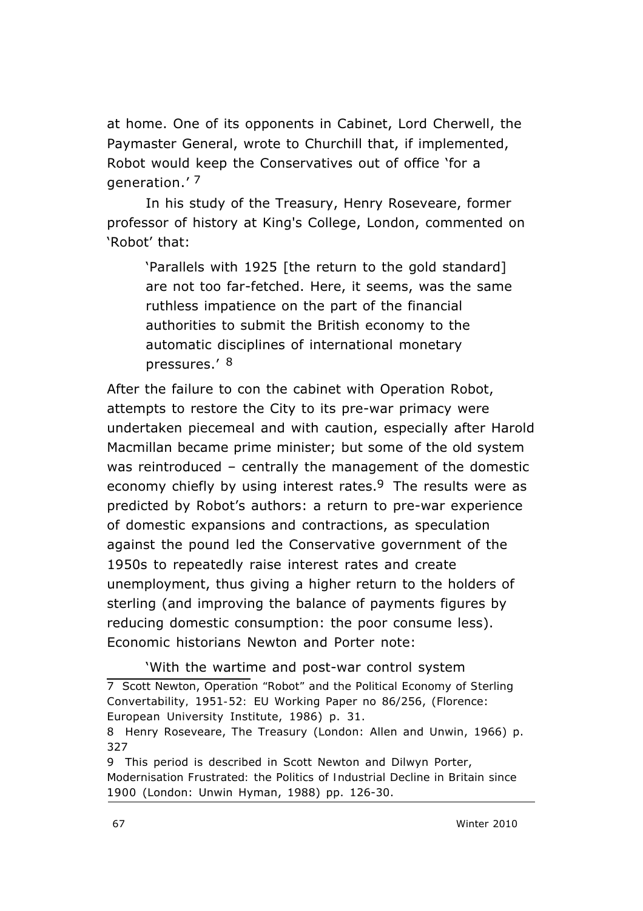at home. One of its opponents in Cabinet, Lord Cherwell, the Paymaster General, wrote to Churchill that, if implemented, Robot would keep the Conservatives out of office 'for a generation.' [7]

In his study of the Treasury, Henry Roseveare, former professor of history at King's College, London, commented on 'Robot' that:

> 'Parallels with 1925 [the return to the gold standard] are not too far-fetched. Here, it seems, was the same ruthless impatience on the part of the financial authorities to submit the British economy to the automatic disciplines of international monetary pressures.' [8]

After the failure to con the cabinet with Operation Robot, attempts to restore the City to its pre-war primacy were undertaken piecemeal and with caution, especially after Harold Macmillan became prime minister; but some of the old system was reintroduced – centrally the management of the domestic economy chiefly by using interest rates.[9] The results were as predicted by Robot's authors: a return to pre-war experience of domestic expansions and contractions, as speculation against the pound led the Conservative government of the 1950s to repeatedly raise interest rates and create unemployment, thus giving a higher return to the holders of sterling (and improving the balance of payments figures by reducing domestic consumption: the poor consume less). Economic historians Newton and Porter note:

> 'With the wartime and post-war control system

---

7 Scott Newton, *Operation "Robot" and the Political Economy of Sterling Convertability, 1951-52: EU Working Paper no 86/256*, (Florence: European University Institute, 1986) p. 31.

8 Henry Roseveare, *The Treasury* (London: Allen and Unwin, 1966) p. 327

9 This period is described in Scott Newton and Dilwyn Porter, *Modernisation Frustrated: the Politics of Industrial Decline in Britain since 1900* (London: Unwin Hyman, 1988) pp. 126-30.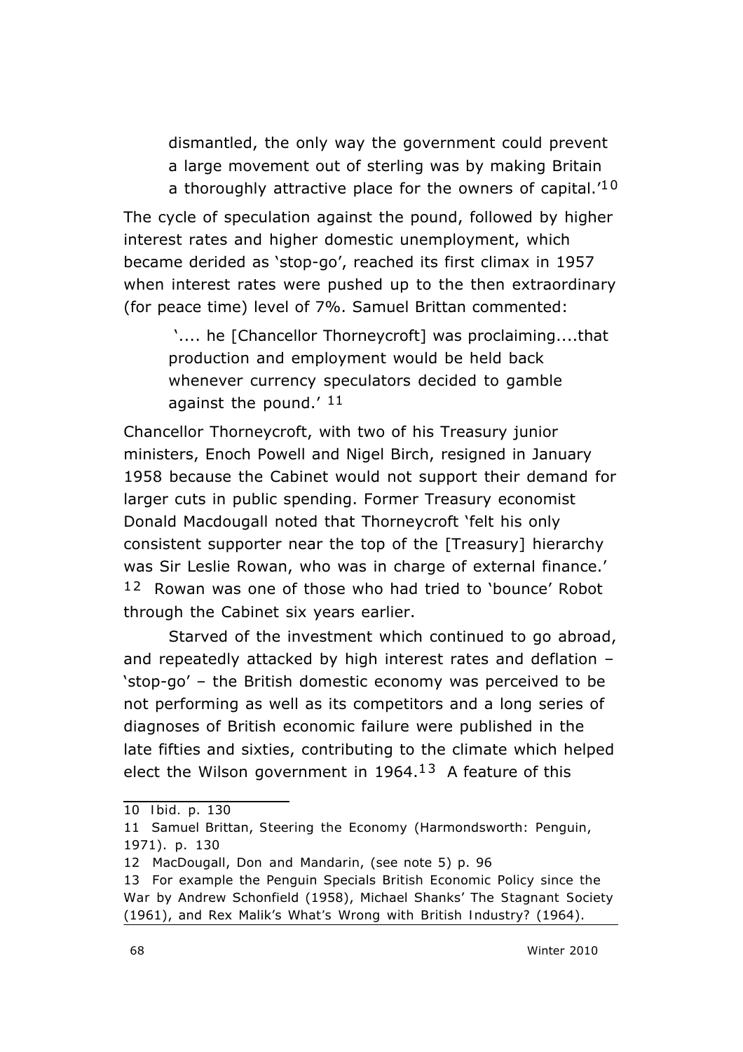> dismantled, the only way the government could prevent a large movement out of sterling was by making Britain a thoroughly attractive place for the owners of capital.'[10]

The cycle of speculation against the pound, followed by higher interest rates and higher domestic unemployment, which became derided as 'stop-go', reached its first climax in 1957 when interest rates were pushed up to the then extraordinary (for peace time) level of 7%. Samuel Brittan commented:

> '.... he [Chancellor Thorneycroft] was proclaiming....that production and employment would be held back whenever currency speculators decided to gamble against the pound.' [11]

Chancellor Thorneycroft, with two of his Treasury junior ministers, Enoch Powell and Nigel Birch, resigned in January 1958 because the Cabinet would not support their demand for larger cuts in public spending. Former Treasury economist Donald Macdougall noted that Thorneycroft 'felt his only consistent supporter near the top of the [Treasury] hierarchy was Sir Leslie Rowan, who was in charge of external finance.' [12] Rowan was one of those who had tried to 'bounce' Robot through the Cabinet six years earlier.

Starved of the investment which continued to go abroad, and repeatedly attacked by high interest rates and deflation – 'stop-go' – the British domestic economy was perceived to be not performing as well as its competitors and a long series of diagnoses of British economic failure were published in the late fifties and sixties, contributing to the climate which helped elect the Wilson government in 1964.[13] A feature of this

---

10 Ibid. p. 130

11 Samuel Brittan, *Steering the Economy* (Harmondsworth: Penguin, 1971). p. 130

12 MacDougall, *Don and Mandarin*, (see note 5) p. 96

13 For example the Penguin Specials *British Economic Policy since the War* by Andrew Schonfield (1958), Michael Shanks' *The Stagnant Society* (1961), and Rex Malik's *What's Wrong with British Industry?* (1964).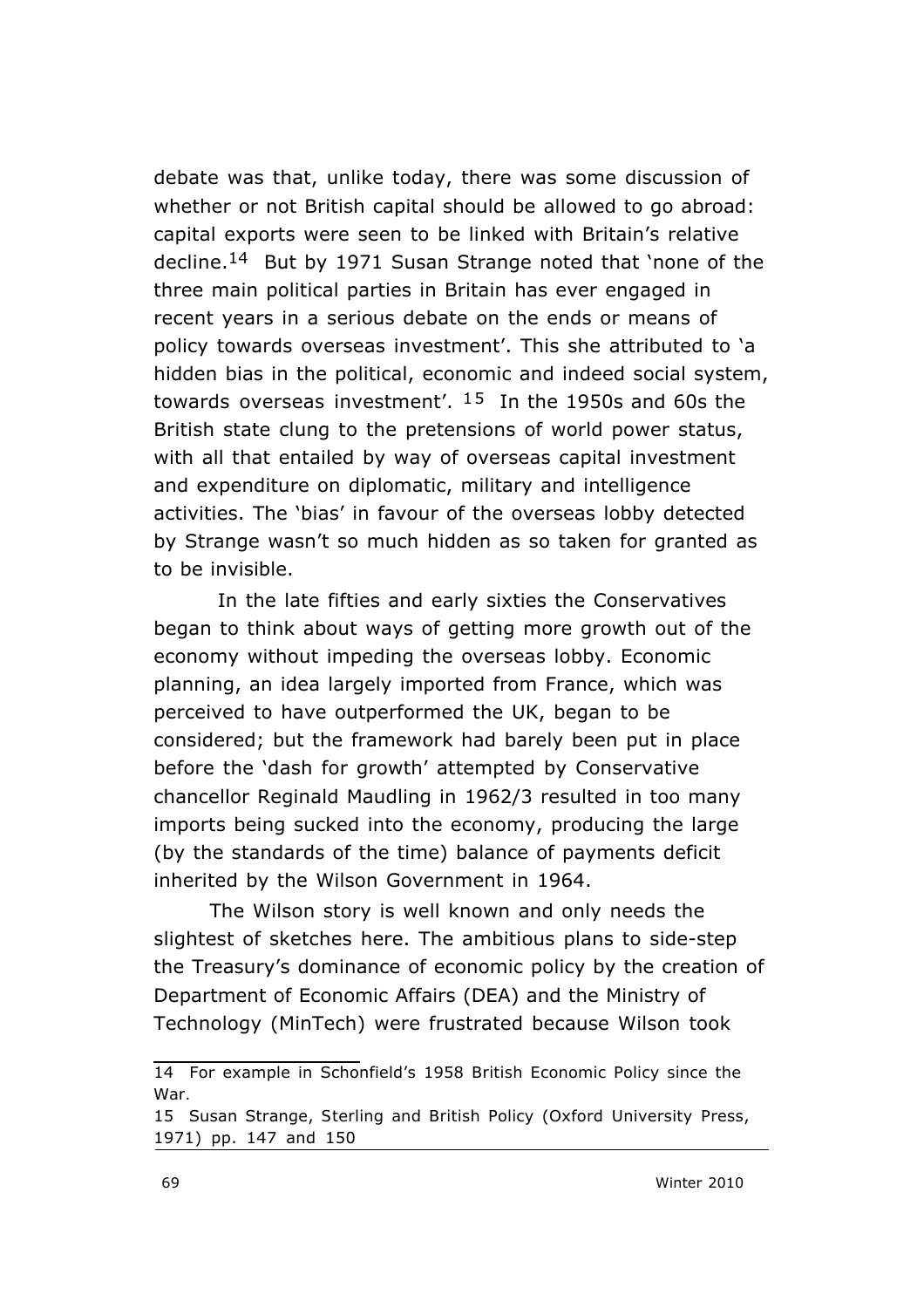debate was that, unlike today, there was some discussion of whether or not British capital should be allowed to go abroad: capital exports were seen to be linked with Britain's relative decline.[14] But by 1971 Susan Strange noted that 'none of the three main political parties in Britain has ever engaged in recent years in a serious debate on the ends or means of policy towards overseas investment'. This she attributed to 'a hidden bias in the political, economic and indeed social system, towards overseas investment'. [15] In the 1950s and 60s the British state clung to the pretensions of world power status, with all that entailed by way of overseas capital investment and expenditure on diplomatic, military and intelligence activities. The 'bias' in favour of the overseas lobby detected by Strange wasn't so much hidden as so taken for granted as to be invisible.

In the late fifties and early sixties the Conservatives began to think about ways of getting more growth out of the economy without impeding the overseas lobby. Economic planning, an idea largely imported from France, which was perceived to have outperformed the UK, began to be considered; but the framework had barely been put in place before the 'dash for growth' attempted by Conservative chancellor Reginald Maudling in 1962/3 resulted in too many imports being sucked into the economy, producing the large (by the standards of the time) balance of payments deficit inherited by the Wilson Government in 1964.

The Wilson story is well known and only needs the slightest of sketches here. The ambitious plans to side-step the Treasury's dominance of economic policy by the creation of Department of Economic Affairs (DEA) and the Ministry of Technology (MinTech) were frustrated because Wilson took

---

14 For example in Schonfield's 1958 British Economic Policy since the War.

15 Susan Strange, Sterling and British Policy (Oxford University Press, 1971) pp. 147 and 150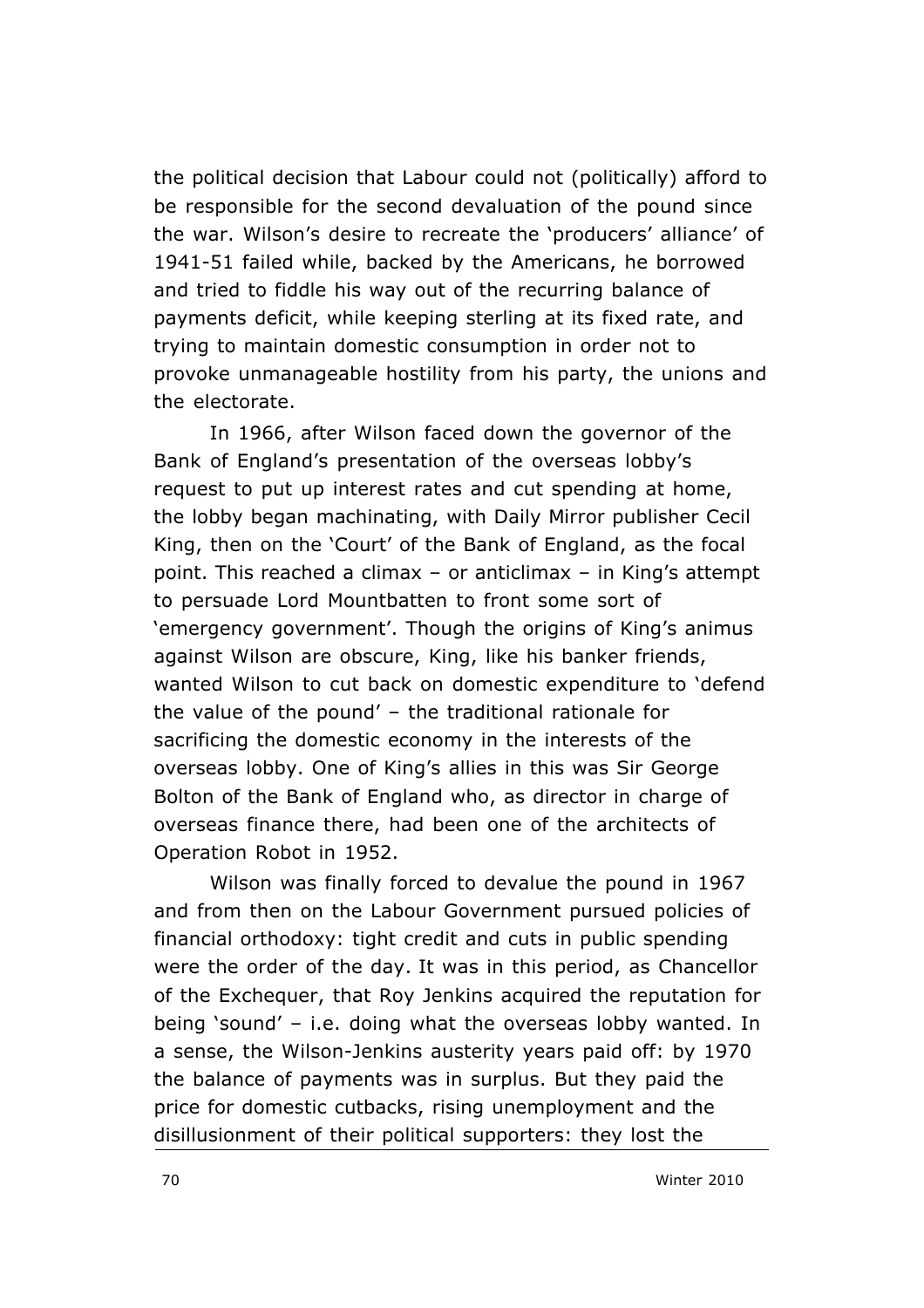the political decision that Labour could not (politically) afford to be responsible for the second devaluation of the pound since the war. Wilson's desire to recreate the 'producers' alliance' of 1941-51 failed while, backed by the Americans, he borrowed and tried to fiddle his way out of the recurring balance of payments deficit, while keeping sterling at its fixed rate, and trying to maintain domestic consumption in order not to provoke unmanageable hostility from his party, the unions and the electorate.

In 1966, after Wilson faced down the governor of the Bank of England's presentation of the overseas lobby's request to put up interest rates and cut spending at home, the lobby began machinating, with Daily Mirror publisher Cecil King, then on the 'Court' of the Bank of England, as the focal point. This reached a climax – or anticlimax – in King's attempt to persuade Lord Mountbatten to front some sort of 'emergency government'. Though the origins of King's animus against Wilson are obscure, King, like his banker friends, wanted Wilson to cut back on domestic expenditure to 'defend the value of the pound' – the traditional rationale for sacrificing the domestic economy in the interests of the overseas lobby. One of King's allies in this was Sir George Bolton of the Bank of England who, as director in charge of overseas finance there, had been one of the architects of Operation Robot in 1952.

Wilson was finally forced to devalue the pound in 1967 and from then on the Labour Government pursued policies of financial orthodoxy: tight credit and cuts in public spending were the order of the day. It was in this period, as Chancellor of the Exchequer, that Roy Jenkins acquired the reputation for being 'sound' – i.e. doing what the overseas lobby wanted. In a sense, the Wilson-Jenkins austerity years paid off: by 1970 the balance of payments was in surplus. But they paid the price for domestic cutbacks, rising unemployment and the disillusionment of their political supporters: they lost the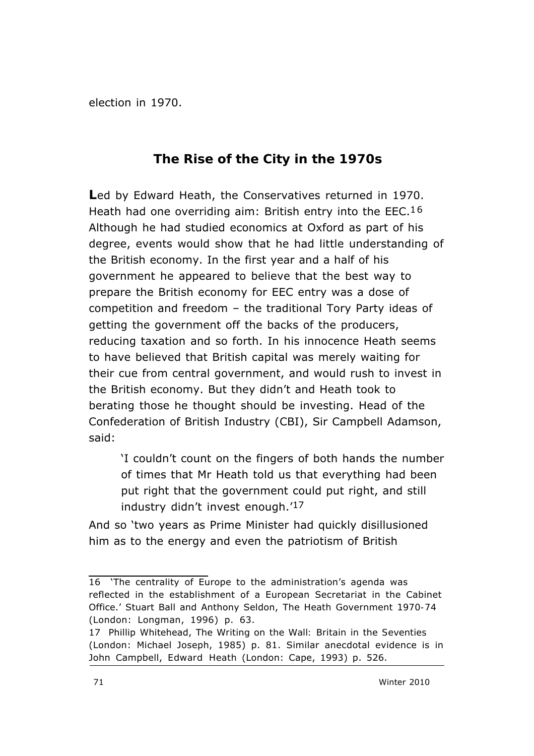election in 1970.

## The Rise of the City in the 1970s

**L**ed by Edward Heath, the Conservatives returned in 1970. Heath had one overriding aim: British entry into the EEC.[16] Although he had studied economics at Oxford as part of his degree, events would show that he had little understanding of the British economy. In the first year and a half of his government he appeared to believe that the best way to prepare the British economy for EEC entry was a dose of competition and freedom – the traditional Tory Party ideas of getting the government off the backs of the producers, reducing taxation and so forth. In his innocence Heath seems to have believed that British capital was merely waiting for their cue from central government, and would rush to invest in the British economy. But they didn't and Heath took to berating those he thought should be investing. Head of the Confederation of British Industry (CBI), Sir Campbell Adamson, said:

> 'I couldn't count on the fingers of both hands the number of times that Mr Heath told us that everything had been put right that the government could put right, and still industry didn't invest enough.'[17]

And so 'two years as Prime Minister had quickly disillusioned him as to the energy and even the patriotism of British

---

16 'The centrality of Europe to the administration's agenda was reflected in the establishment of a European Secretariat in the Cabinet Office.' Stuart Ball and Anthony Seldon, The Heath Government 1970-74 (London: Longman, 1996) p. 63.

17 Phillip Whitehead, The Writing on the Wall: Britain in the Seventies (London: Michael Joseph, 1985) p. 81. Similar anecdotal evidence is in John Campbell, Edward Heath (London: Cape, 1993) p. 526.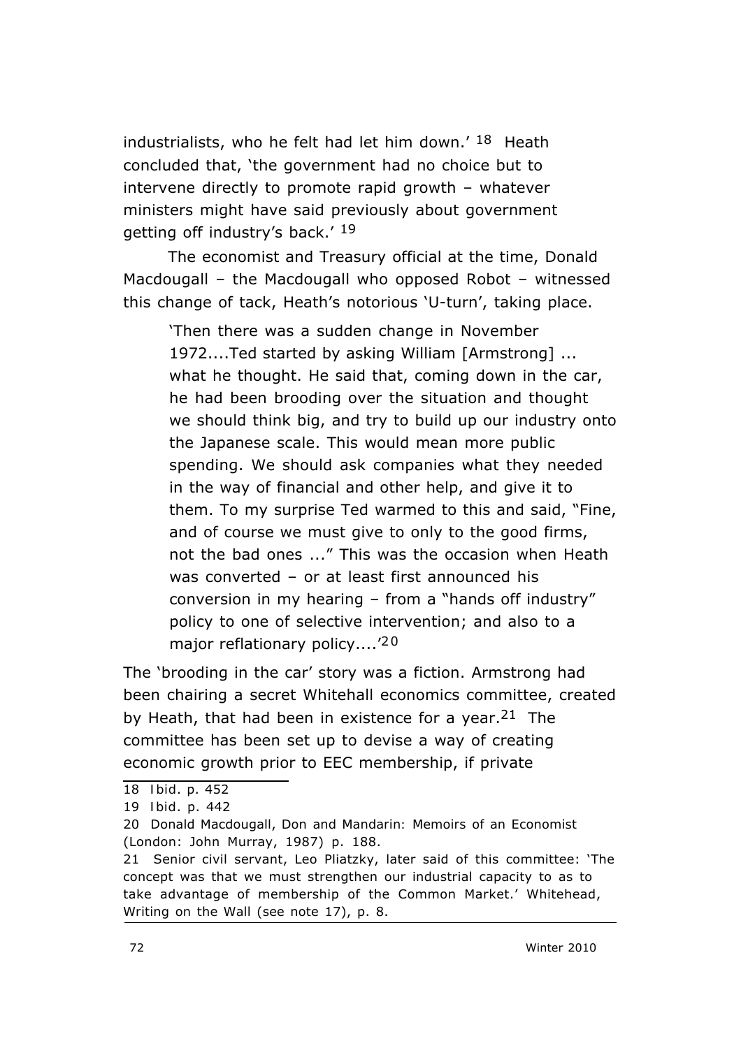industrialists, who he felt had let him down.' [18] Heath concluded that, 'the government had no choice but to intervene directly to promote rapid growth – whatever ministers might have said previously about government getting off industry's back.' [19]

The economist and Treasury official at the time, Donald Macdougall – the Macdougall who opposed Robot – witnessed this change of tack, Heath's notorious 'U-turn', taking place.

> 'Then there was a sudden change in November 1972....Ted started by asking William [Armstrong] ... what he thought. He said that, coming down in the car, he had been brooding over the situation and thought we should think big, and try to build up our industry onto the Japanese scale. This would mean more public spending. We should ask companies what they needed in the way of financial and other help, and give it to them. To my surprise Ted warmed to this and said, "Fine, and of course we must give to only to the good firms, not the bad ones ..." This was the occasion when Heath was converted – or at least first announced his conversion in my hearing – from a "hands off industry" policy to one of selective intervention; and also to a major reflationary policy....'[20]

The 'brooding in the car' story was a fiction. Armstrong had been chairing a secret Whitehall economics committee, created by Heath, that had been in existence for a year.[21] The committee has been set up to devise a way of creating economic growth prior to EEC membership, if private

---

18 Ibid. p. 452

19 Ibid. p. 442

20 Donald Macdougall, Don and Mandarin: Memoirs of an Economist (London: John Murray, 1987) p. 188.

21 Senior civil servant, Leo Pliatzky, later said of this committee: 'The concept was that we must strengthen our industrial capacity to as to take advantage of membership of the Common Market.' Whitehead, Writing on the Wall (see note 17), p. 8.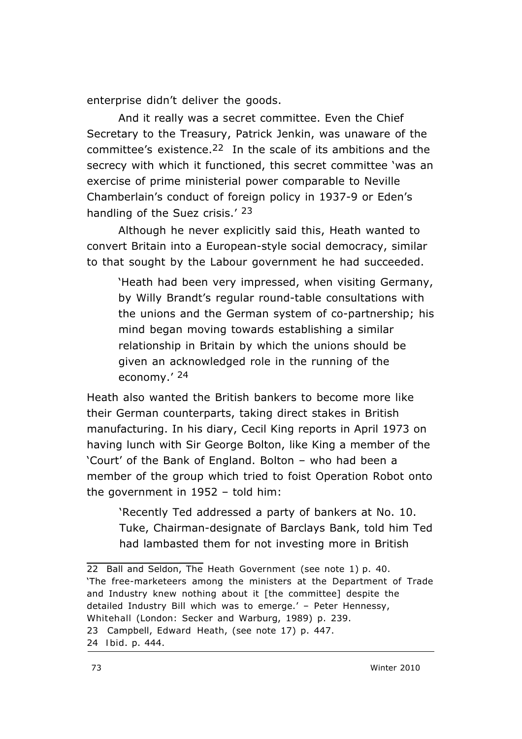enterprise didn't deliver the goods.

And it really was a secret committee. Even the Chief Secretary to the Treasury, Patrick Jenkin, was unaware of the committee's existence.[22] In the scale of its ambitions and the secrecy with which it functioned, this secret committee 'was an exercise of prime ministerial power comparable to Neville Chamberlain's conduct of foreign policy in 1937-9 or Eden's handling of the Suez crisis.' [23]

Although he never explicitly said this, Heath wanted to convert Britain into a European-style social democracy, similar to that sought by the Labour government he had succeeded.

> 'Heath had been very impressed, when visiting Germany, by Willy Brandt's regular round-table consultations with the unions and the German system of co-partnership; his mind began moving towards establishing a similar relationship in Britain by which the unions should be given an acknowledged role in the running of the economy.' [24]

Heath also wanted the British bankers to become more like their German counterparts, taking direct stakes in British manufacturing. In his diary, Cecil King reports in April 1973 on having lunch with Sir George Bolton, like King a member of the 'Court' of the Bank of England. Bolton – who had been a member of the group which tried to foist Operation Robot onto the government in 1952 – told him:

> 'Recently Ted addressed a party of bankers at No. 10. Tuke, Chairman-designate of Barclays Bank, told him Ted had lambasted them for not investing more in British

---

22 Ball and Seldon, *The Heath Government* (see note 1) p. 40. 'The free-marketeers among the ministers at the Department of Trade and Industry knew nothing about it [the committee] despite the detailed Industry Bill which was to emerge.' – Peter Hennessy, *Whitehall* (London: Secker and Warburg, 1989) p. 239.

23 Campbell, *Edward Heath*, (see note 17) p. 447.

24 *Ibid.* p. 444.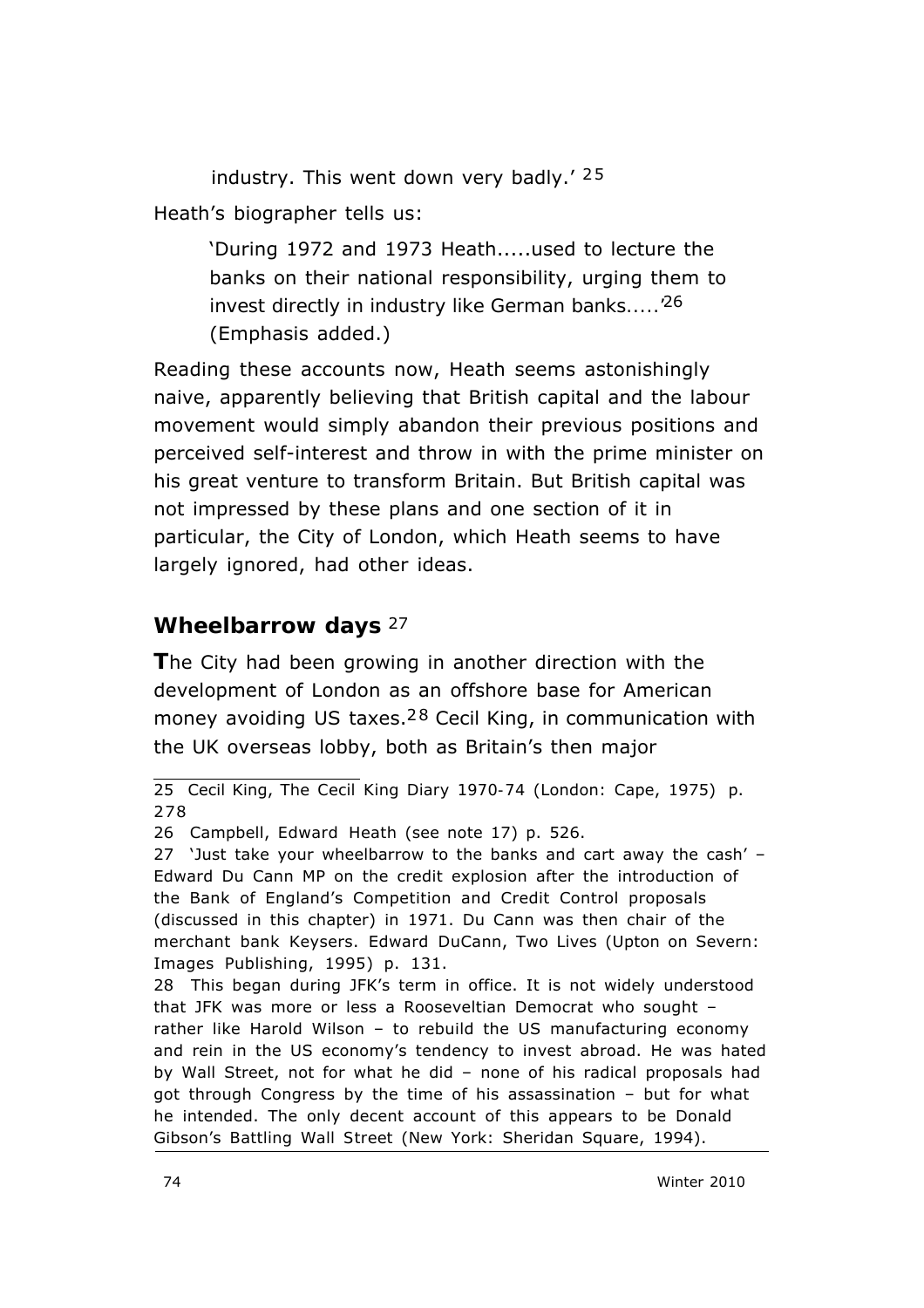> industry. This went down very badly.' [25]

Heath's biographer tells us:

> 'During 1972 and 1973 Heath.....used to lecture the banks on their national responsibility, urging them to invest directly in industry like German banks.....'[26] (Emphasis added.)

Reading these accounts now, Heath seems astonishingly naive, apparently believing that British capital and the labour movement would simply abandon their previous positions and perceived self-interest and throw in with the prime minister on his great venture to transform Britain. But British capital was not impressed by these plans and one section of it in particular, the City of London, which Heath seems to have largely ignored, had other ideas.

## Wheelbarrow days [27]

**T**he City had been growing in another direction with the development of London as an offshore base for American money avoiding US taxes.[28] Cecil King, in communication with the UK overseas lobby, both as Britain's then major

---

25 Cecil King, The Cecil King Diary 1970-74 (London: Cape, 1975) p. 278

26 Campbell, Edward Heath (see note 17) p. 526.

27 'Just take your wheelbarrow to the banks and cart away the cash' – Edward Du Cann MP on the credit explosion after the introduction of the Bank of England's Competition and Credit Control proposals (discussed in this chapter) in 1971. Du Cann was then chair of the merchant bank Keysers. Edward DuCann, Two Lives (Upton on Severn: Images Publishing, 1995) p. 131.

28 This began during JFK's term in office. It is not widely understood that JFK was more or less a Rooseveltian Democrat who sought – rather like Harold Wilson – to rebuild the US manufacturing economy and rein in the US economy's tendency to invest abroad. He was hated by Wall Street, not for what he did – none of his radical proposals had got through Congress by the time of his assassination – but for what he intended. The only decent account of this appears to be Donald Gibson's Battling Wall Street (New York: Sheridan Square, 1994).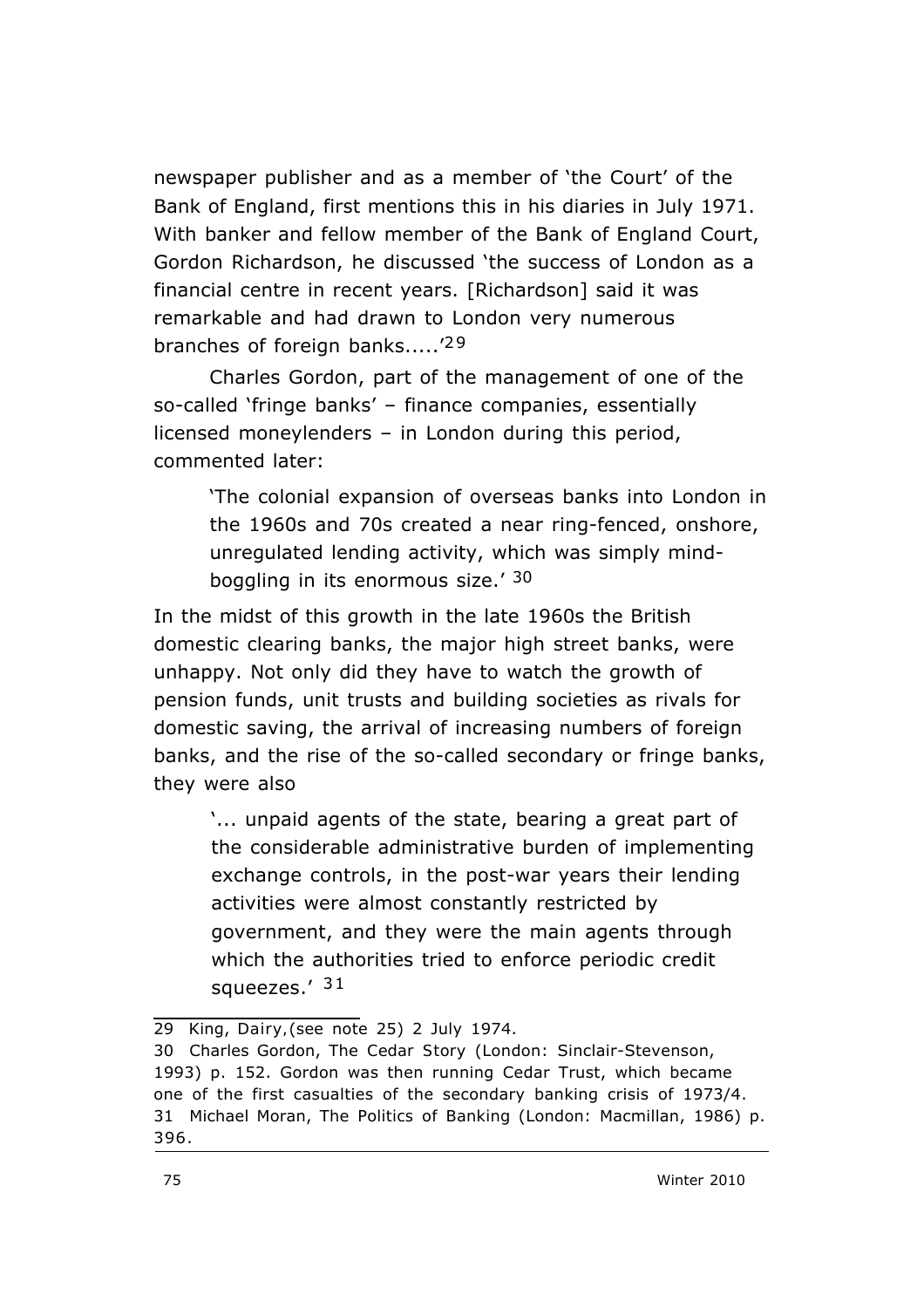newspaper publisher and as a member of 'the Court' of the Bank of England, first mentions this in his diaries in July 1971. With banker and fellow member of the Bank of England Court, Gordon Richardson, he discussed 'the success of London as a financial centre in recent years. [Richardson] said it was remarkable and had drawn to London very numerous branches of foreign banks.....'[29]

Charles Gordon, part of the management of one of the so-called 'fringe banks' – finance companies, essentially licensed moneylenders – in London during this period, commented later:

> 'The colonial expansion of overseas banks into London in the 1960s and 70s created a near ring-fenced, onshore, unregulated lending activity, which was simply mind-boggling in its enormous size.' [30]

In the midst of this growth in the late 1960s the British domestic clearing banks, the major high street banks, were unhappy. Not only did they have to watch the growth of pension funds, unit trusts and building societies as rivals for domestic saving, the arrival of increasing numbers of foreign banks, and the rise of the so-called secondary or fringe banks, they were also

> '... unpaid agents of the state, bearing a great part of the considerable administrative burden of implementing exchange controls, in the post-war years their lending activities were almost constantly restricted by government, and they were the main agents through which the authorities tried to enforce periodic credit squeezes.' [31]

---

29 King, Dairy,(see note 25) 2 July 1974.

30 Charles Gordon, The Cedar Story (London: Sinclair-Stevenson, 1993) p. 152. Gordon was then running Cedar Trust, which became one of the first casualties of the secondary banking crisis of 1973/4.

31 Michael Moran, The Politics of Banking (London: Macmillan, 1986) p. 396.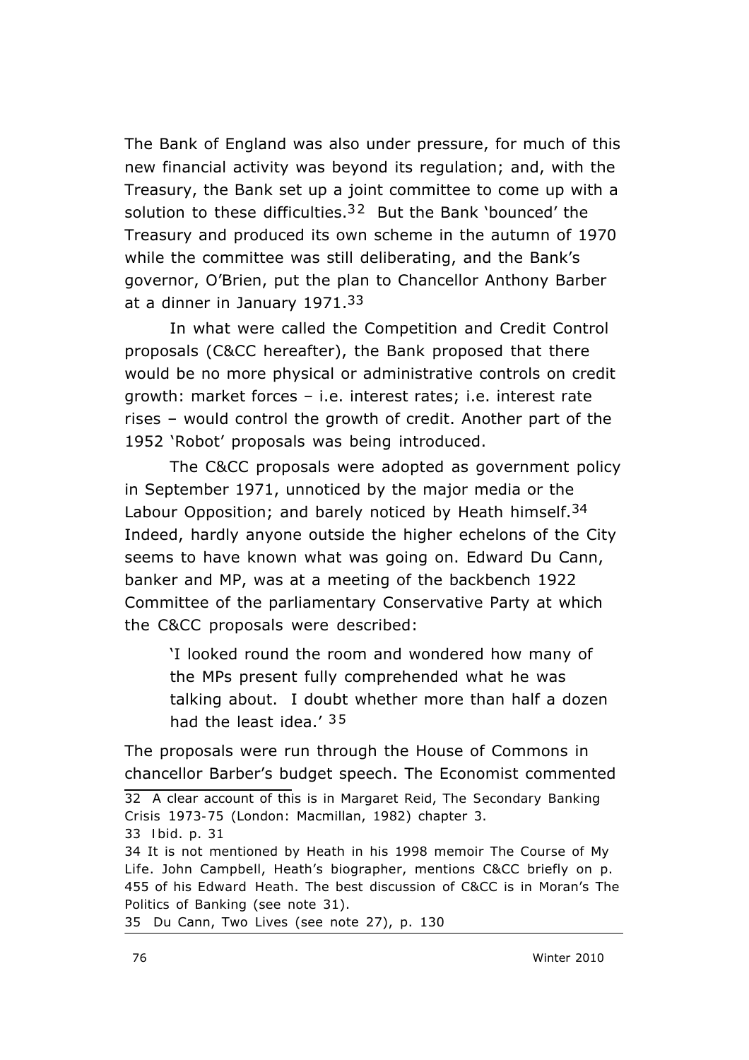The Bank of England was also under pressure, for much of this new financial activity was beyond its regulation; and, with the Treasury, the Bank set up a joint committee to come up with a solution to these difficulties.[32] But the Bank 'bounced' the Treasury and produced its own scheme in the autumn of 1970 while the committee was still deliberating, and the Bank's governor, O'Brien, put the plan to Chancellor Anthony Barber at a dinner in January 1971.[33]

In what were called the Competition and Credit Control proposals (C&CC hereafter), the Bank proposed that there would be no more physical or administrative controls on credit growth: market forces – i.e. interest rates; i.e. interest rate rises – would control the growth of credit. Another part of the 1952 'Robot' proposals was being introduced.

The C&CC proposals were adopted as government policy in September 1971, unnoticed by the major media or the Labour Opposition; and barely noticed by Heath himself.[34] Indeed, hardly anyone outside the higher echelons of the City seems to have known what was going on. Edward Du Cann, banker and MP, was at a meeting of the backbench 1922 Committee of the parliamentary Conservative Party at which the C&CC proposals were described:

> 'I looked round the room and wondered how many of the MPs present fully comprehended what he was talking about. I doubt whether more than half a dozen had the least idea.' [35]

The proposals were run through the House of Commons in chancellor Barber's budget speech. The Economist commented

---

32 A clear account of this is in Margaret Reid, *The Secondary Banking Crisis 1973-75* (London: Macmillan, 1982) chapter 3.

33 Ibid. p. 31

34 It is not mentioned by Heath in his 1998 memoir *The Course of My Life*. John Campbell, Heath's biographer, mentions C&CC briefly on p. 455 of his *Edward Heath*. The best discussion of C&CC is in Moran's *The Politics of Banking* (see note 31).

35 Du Cann, *Two Lives* (see note 27), p. 130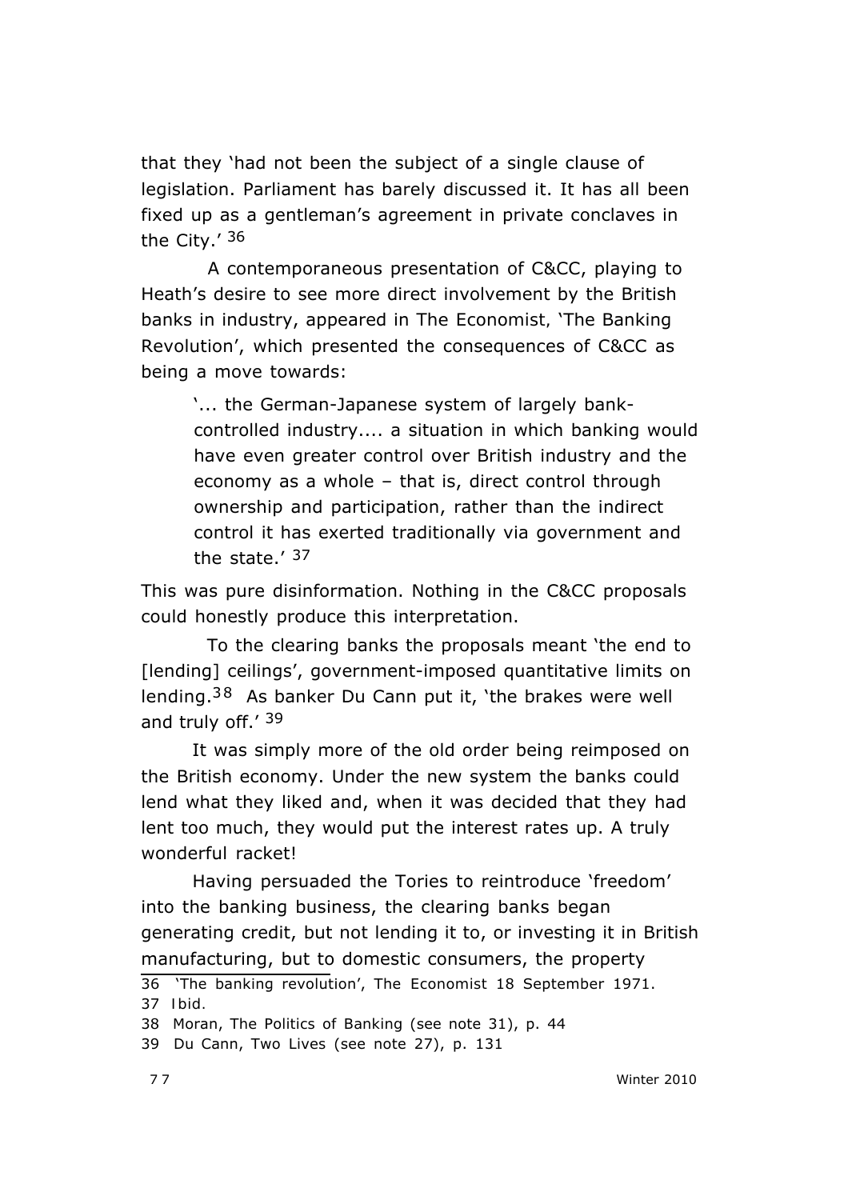that they 'had not been the subject of a single clause of legislation. Parliament has barely discussed it. It has all been fixed up as a gentleman's agreement in private conclaves in the City.' [36]

A contemporaneous presentation of C&CC, playing to Heath's desire to see more direct involvement by the British banks in industry, appeared in The Economist, 'The Banking Revolution', which presented the consequences of C&CC as being a move towards:

> '... the German-Japanese system of largely bank-controlled industry.... a situation in which banking would have even greater control over British industry and the economy as a whole – that is, direct control through ownership and participation, rather than the indirect control it has exerted traditionally via government and the state.' [37]

This was pure disinformation. Nothing in the C&CC proposals could honestly produce this interpretation.

To the clearing banks the proposals meant 'the end to [lending] ceilings', government-imposed quantitative limits on lending.[38] As banker Du Cann put it, 'the brakes were well and truly off.' [39]

It was simply more of the old order being reimposed on the British economy. Under the new system the banks could lend what they liked and, when it was decided that they had lent too much, they would put the interest rates up. A truly wonderful racket!

Having persuaded the Tories to reintroduce 'freedom' into the banking business, the clearing banks began generating credit, but not lending it to, or investing it in British manufacturing, but to domestic consumers, the property

---

36 'The banking revolution', The Economist 18 September 1971.

37 Ibid.

38 Moran, The Politics of Banking (see note 31), p. 44

39 Du Cann, Two Lives (see note 27), p. 131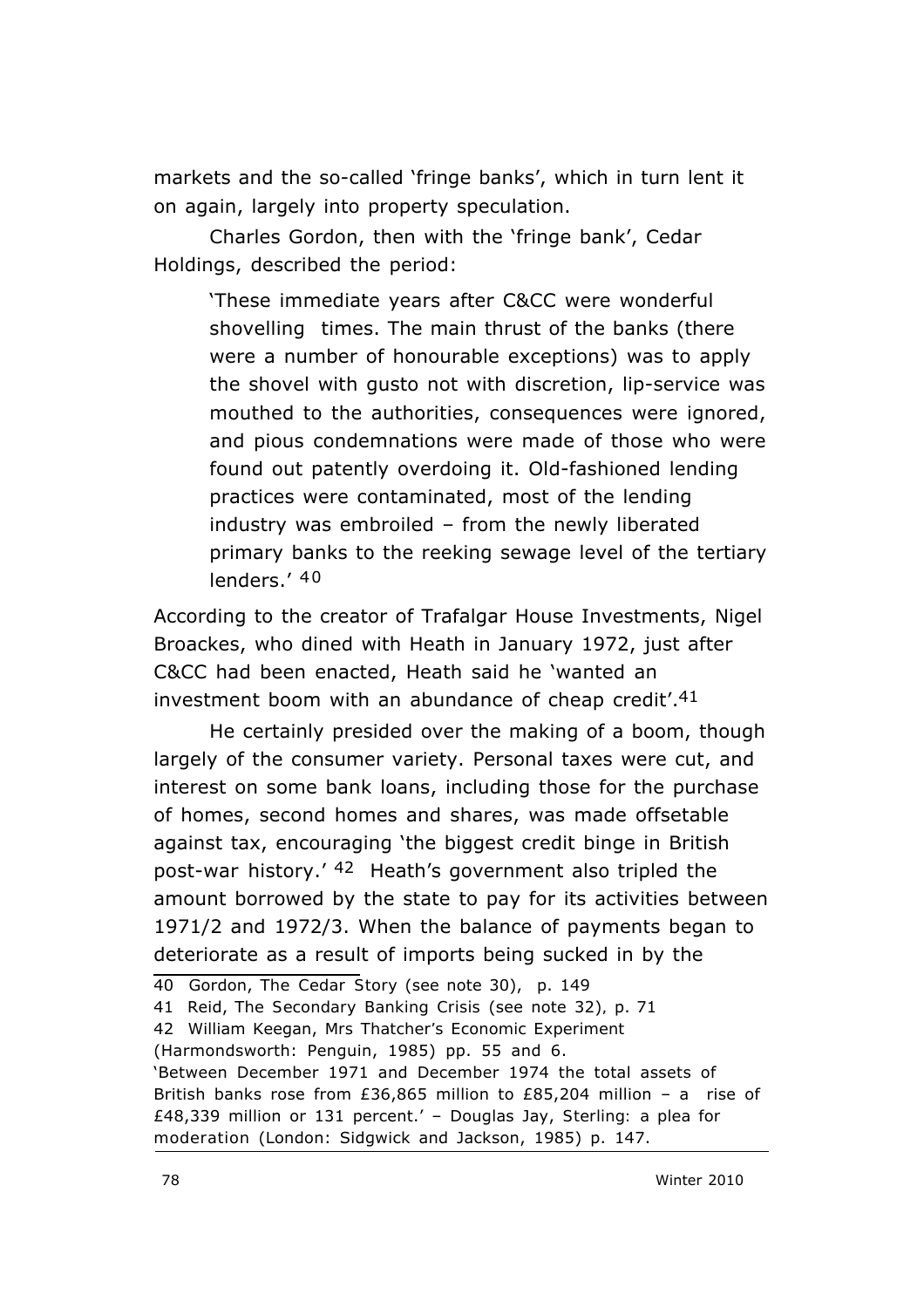markets and the so-called 'fringe banks', which in turn lent it on again, largely into property speculation.

Charles Gordon, then with the 'fringe bank', Cedar Holdings, described the period:

> 'These immediate years after C&CC were wonderful shovelling times. The main thrust of the banks (there were a number of honourable exceptions) was to apply the shovel with gusto not with discretion, lip-service was mouthed to the authorities, consequences were ignored, and pious condemnations were made of those who were found out patently overdoing it. Old-fashioned lending practices were contaminated, most of the lending industry was embroiled – from the newly liberated primary banks to the reeking sewage level of the tertiary lenders.' [40]

According to the creator of Trafalgar House Investments, Nigel Broackes, who dined with Heath in January 1972, just after C&CC had been enacted, Heath said he 'wanted an investment boom with an abundance of cheap credit'.[41]

He certainly presided over the making of a boom, though largely of the consumer variety. Personal taxes were cut, and interest on some bank loans, including those for the purchase of homes, second homes and shares, was made offsetable against tax, encouraging 'the biggest credit binge in British post-war history.' [42] Heath's government also tripled the amount borrowed by the state to pay for its activities between 1971/2 and 1972/3. When the balance of payments began to deteriorate as a result of imports being sucked in by the

---

40 Gordon, *The Cedar Story* (see note 30), p. 149

41 Reid, *The Secondary Banking Crisis* (see note 32), p. 71

42 William Keegan, *Mrs Thatcher's Economic Experiment* (Harmondsworth: Penguin, 1985) pp. 55 and 6.
'Between December 1971 and December 1974 the total assets of British banks rose from £36,865 million to £85,204 million – a rise of £48,339 million or 131 percent.' – Douglas Jay, *Sterling: a plea for moderation* (London: Sidgwick and Jackson, 1985) p. 147.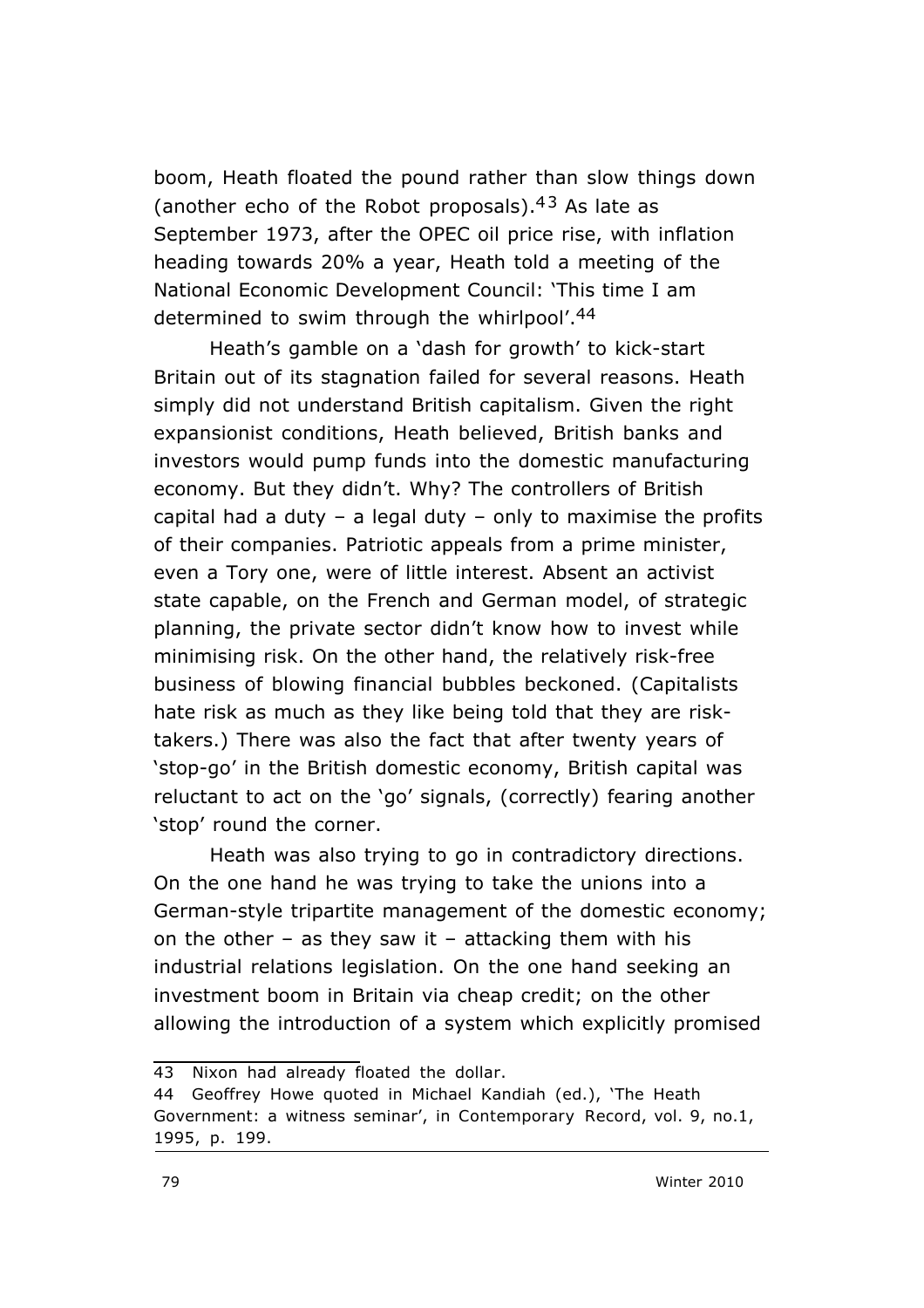boom, Heath floated the pound rather than slow things down (another echo of the Robot proposals).[43] As late as September 1973, after the OPEC oil price rise, with inflation heading towards 20% a year, Heath told a meeting of the National Economic Development Council: 'This time I am determined to swim through the whirlpool'.[44]

Heath's gamble on a 'dash for growth' to kick-start Britain out of its stagnation failed for several reasons. Heath simply did not understand British capitalism. Given the right expansionist conditions, Heath believed, British banks and investors would pump funds into the domestic manufacturing economy. But they didn't. Why? The controllers of British capital had a duty – a legal duty – only to maximise the profits of their companies. Patriotic appeals from a prime minister, even a Tory one, were of little interest. Absent an activist state capable, on the French and German model, of strategic planning, the private sector didn't know how to invest while minimising risk. On the other hand, the relatively risk-free business of blowing financial bubbles beckoned. (Capitalists hate risk as much as they like being told that they are risk-takers.) There was also the fact that after twenty years of 'stop-go' in the British domestic economy, British capital was reluctant to act on the 'go' signals, (correctly) fearing another 'stop' round the corner.

Heath was also trying to go in contradictory directions. On the one hand he was trying to take the unions into a German-style tripartite management of the domestic economy; on the other – as they saw it – attacking them with his industrial relations legislation. On the one hand seeking an investment boom in Britain via cheap credit; on the other allowing the introduction of a system which explicitly promised

---

43 Nixon had already floated the dollar.

44 Geoffrey Howe quoted in Michael Kandiah (ed.), 'The Heath Government: a witness seminar', in Contemporary Record, vol. 9, no.1, 1995, p. 199.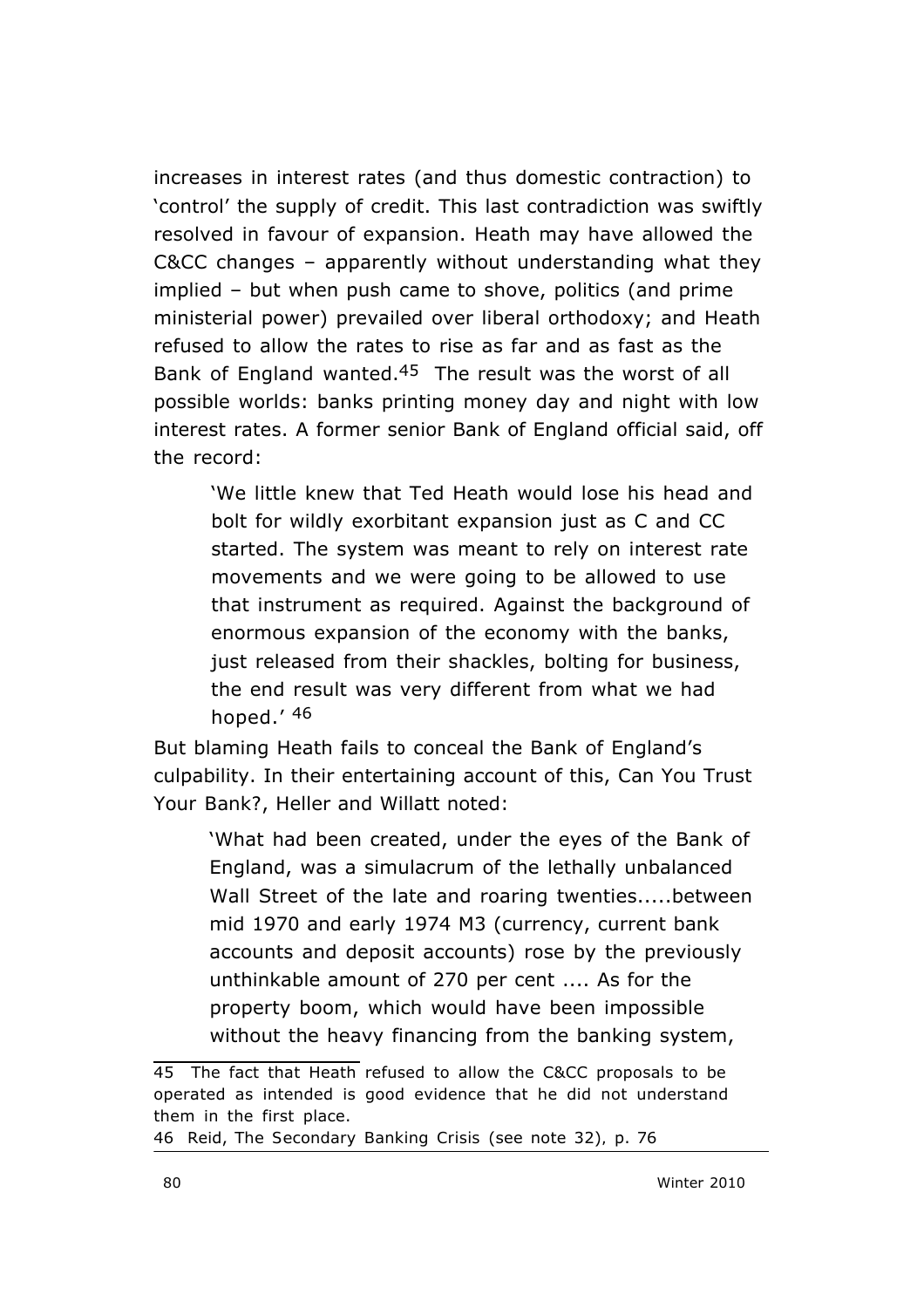increases in interest rates (and thus domestic contraction) to 'control' the supply of credit. This last contradiction was swiftly resolved in favour of expansion. Heath may have allowed the C&CC changes – apparently without understanding what they implied – but when push came to shove, politics (and prime ministerial power) prevailed over liberal orthodoxy; and Heath refused to allow the rates to rise as far and as fast as the Bank of England wanted.[45] The result was the worst of all possible worlds: banks printing money day and night with low interest rates. A former senior Bank of England official said, off the record:

> 'We little knew that Ted Heath would lose his head and bolt for wildly exorbitant expansion just as C and CC started. The system was meant to rely on interest rate movements and we were going to be allowed to use that instrument as required. Against the background of enormous expansion of the economy with the banks, just released from their shackles, bolting for business, the end result was very different from what we had hoped.' [46]

But blaming Heath fails to conceal the Bank of England's culpability. In their entertaining account of this, Can You Trust Your Bank?, Heller and Willatt noted:

> 'What had been created, under the eyes of the Bank of England, was a simulacrum of the lethally unbalanced Wall Street of the late and roaring twenties.....between mid 1970 and early 1974 M3 (currency, current bank accounts and deposit accounts) rose by the previously unthinkable amount of 270 per cent .... As for the property boom, which would have been impossible without the heavy financing from the banking system,

---

45 The fact that Heath refused to allow the C&CC proposals to be operated as intended is good evidence that he did not understand them in the first place.

46 Reid, The Secondary Banking Crisis (see note 32), p. 76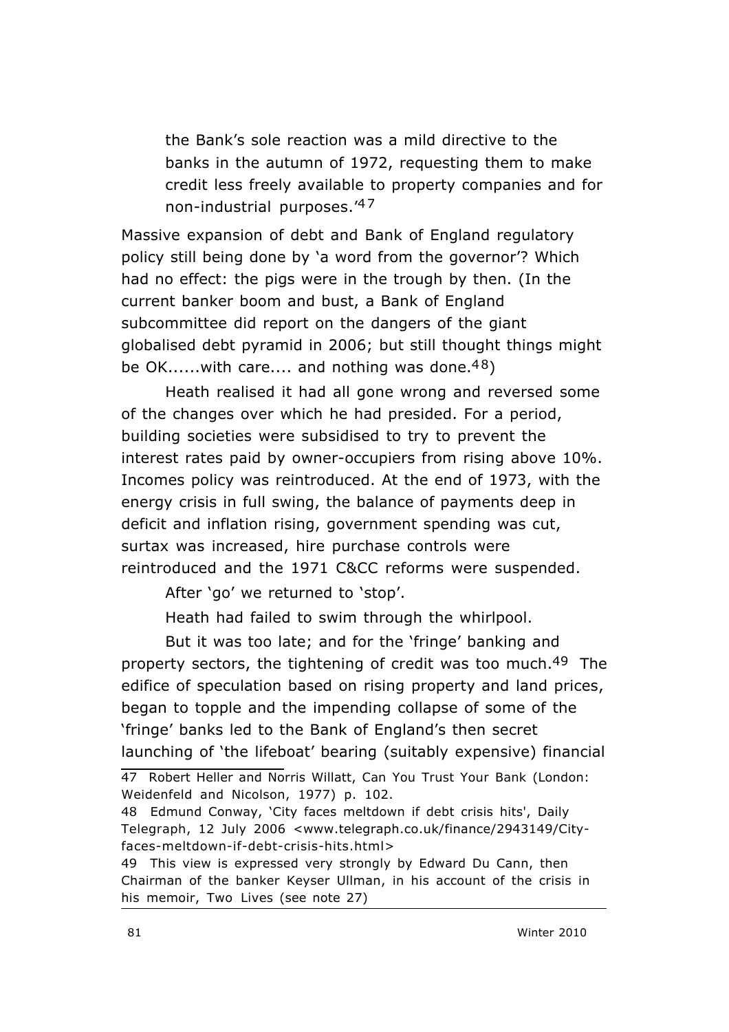> the Bank's sole reaction was a mild directive to the banks in the autumn of 1972, requesting them to make credit less freely available to property companies and for non-industrial purposes.'[47]

Massive expansion of debt and Bank of England regulatory policy still being done by 'a word from the governor'? Which had no effect: the pigs were in the trough by then. (In the current banker boom and bust, a Bank of England subcommittee did report on the dangers of the giant globalised debt pyramid in 2006; but still thought things might be OK......with care.... and nothing was done.[48])

Heath realised it had all gone wrong and reversed some of the changes over which he had presided. For a period, building societies were subsidised to try to prevent the interest rates paid by owner-occupiers from rising above 10%. Incomes policy was reintroduced. At the end of 1973, with the energy crisis in full swing, the balance of payments deep in deficit and inflation rising, government spending was cut, surtax was increased, hire purchase controls were reintroduced and the 1971 C&CC reforms were suspended.

After 'go' we returned to 'stop'.

Heath had failed to swim through the whirlpool.

But it was too late; and for the 'fringe' banking and property sectors, the tightening of credit was too much.[49] The edifice of speculation based on rising property and land prices, began to topple and the impending collapse of some of the 'fringe' banks led to the Bank of England's then secret launching of 'the lifeboat' bearing (suitably expensive) financial

---

47 Robert Heller and Norris Willatt, Can You Trust Your Bank (London: Weidenfeld and Nicolson, 1977) p. 102.

48 Edmund Conway, 'City faces meltdown if debt crisis hits', Daily Telegraph, 12 July 2006 <www.telegraph.co.uk/finance/2943149/City-faces-meltdown-if-debt-crisis-hits.html>

49 This view is expressed very strongly by Edward Du Cann, then Chairman of the banker Keyser Ullman, in his account of the crisis in his memoir, Two Lives (see note 27)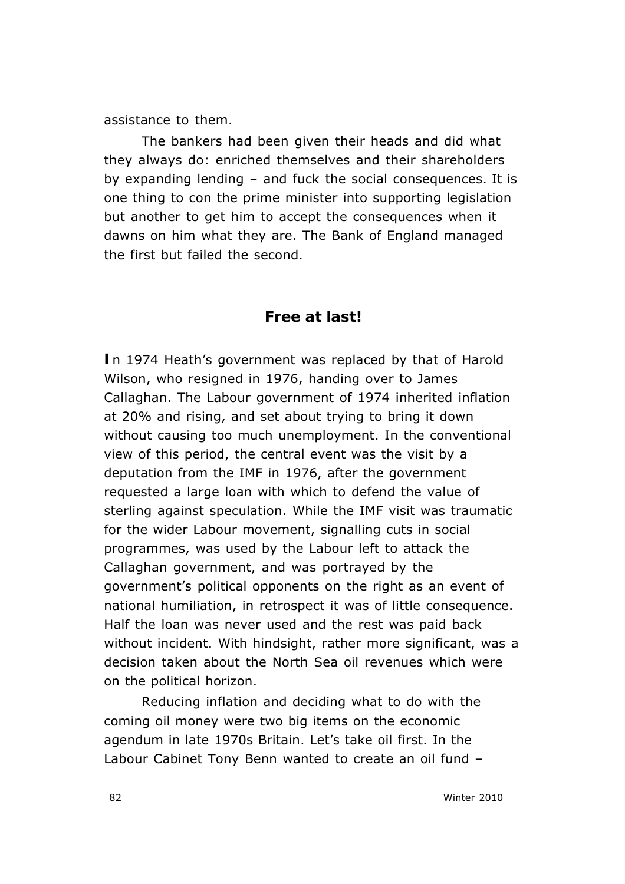assistance to them.

The bankers had been given their heads and did what they always do: enriched themselves and their shareholders by expanding lending – and fuck the social consequences. It is one thing to con the prime minister into supporting legislation but another to get him to accept the consequences when it dawns on him what they are. The Bank of England managed the first but failed the second.

## Free at last!

**I**n 1974 Heath's government was replaced by that of Harold Wilson, who resigned in 1976, handing over to James Callaghan. The Labour government of 1974 inherited inflation at 20% and rising, and set about trying to bring it down without causing too much unemployment. In the conventional view of this period, the central event was the visit by a deputation from the IMF in 1976, after the government requested a large loan with which to defend the value of sterling against speculation. While the IMF visit was traumatic for the wider Labour movement, signalling cuts in social programmes, was used by the Labour left to attack the Callaghan government, and was portrayed by the government's political opponents on the right as an event of national humiliation, in retrospect it was of little consequence. Half the loan was never used and the rest was paid back without incident. With hindsight, rather more significant, was a decision taken about the North Sea oil revenues which were on the political horizon.

Reducing inflation and deciding what to do with the coming oil money were two big items on the economic agendum in late 1970s Britain. Let's take oil first. In the Labour Cabinet Tony Benn wanted to create an oil fund –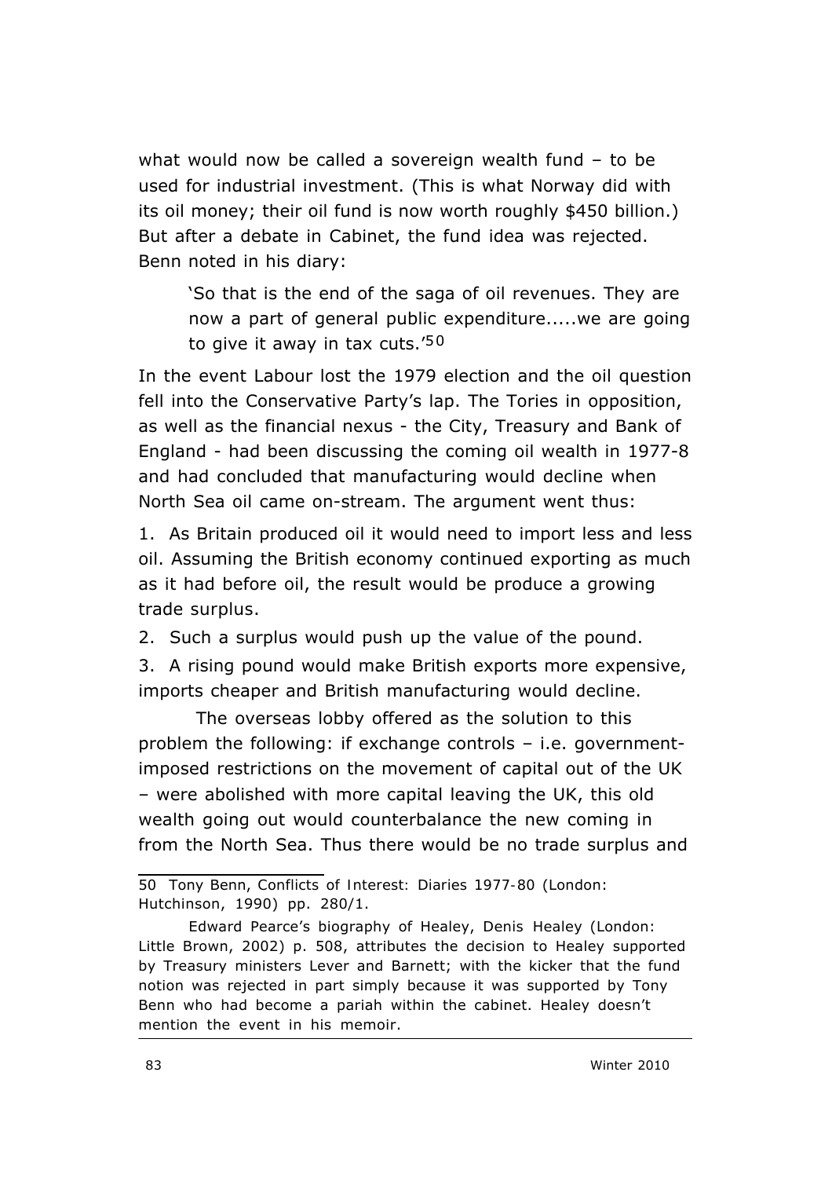what would now be called a sovereign wealth fund – to be used for industrial investment. (This is what Norway did with its oil money; their oil fund is now worth roughly $450 billion.) But after a debate in Cabinet, the fund idea was rejected. Benn noted in his diary:

> 'So that is the end of the saga of oil revenues. They are now a part of general public expenditure.....we are going to give it away in tax cuts.'[50]

In the event Labour lost the 1979 election and the oil question fell into the Conservative Party's lap. The Tories in opposition, as well as the financial nexus - the City, Treasury and Bank of England - had been discussing the coming oil wealth in 1977-8 and had concluded that manufacturing would decline when North Sea oil came on-stream. The argument went thus:

1. As Britain produced oil it would need to import less and less oil. Assuming the British economy continued exporting as much as it had before oil, the result would be produce a growing trade surplus.
2. Such a surplus would push up the value of the pound.
3. A rising pound would make British exports more expensive, imports cheaper and British manufacturing would decline.

The overseas lobby offered as the solution to this problem the following: if exchange controls – i.e. government-imposed restrictions on the movement of capital out of the UK – were abolished with more capital leaving the UK, this old wealth going out would counterbalance the new coming in from the North Sea. Thus there would be no trade surplus and

---

50 Tony Benn, *Conflicts of Interest: Diaries 1977-80* (London: Hutchinson, 1990) pp. 280/1.

Edward Pearce's biography of Healey, *Denis Healey* (London: Little Brown, 2002) p. 508, attributes the decision to Healey supported by Treasury ministers Lever and Barnett; with the kicker that the fund notion was rejected in part simply because it was supported by Tony Benn who had become a pariah within the cabinet. Healey doesn't mention the event in his memoir.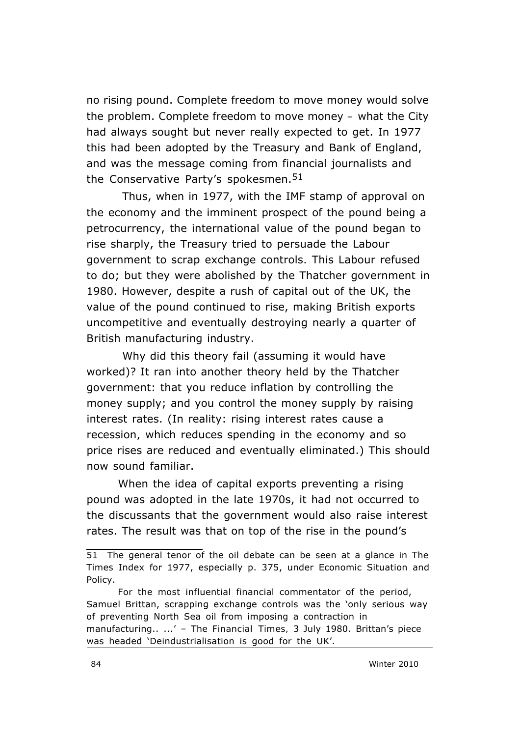no rising pound. Complete freedom to move money would solve the problem. Complete freedom to move money – what the City had always sought but never really expected to get. In 1977 this had been adopted by the Treasury and Bank of England, and was the message coming from financial journalists and the Conservative Party's spokesmen.[51]

Thus, when in 1977, with the IMF stamp of approval on the economy and the imminent prospect of the pound being a petrocurrency, the international value of the pound began to rise sharply, the Treasury tried to persuade the Labour government to scrap exchange controls. This Labour refused to do; but they were abolished by the Thatcher government in 1980. However, despite a rush of capital out of the UK, the value of the pound continued to rise, making British exports uncompetitive and eventually destroying nearly a quarter of British manufacturing industry.

Why did this theory fail (assuming it would have worked)? It ran into another theory held by the Thatcher government: that you reduce inflation by controlling the money supply; and you control the money supply by raising interest rates. (In reality: rising interest rates cause a recession, which reduces spending in the economy and so price rises are reduced and eventually eliminated.) This should now sound familiar.

When the idea of capital exports preventing a rising pound was adopted in the late 1970s, it had not occurred to the discussants that the government would also raise interest rates. The result was that on top of the rise in the pound's

---

51 The general tenor of the oil debate can be seen at a glance in The Times Index for 1977, especially p. 375, under Economic Situation and Policy.

For the most influential financial commentator of the period, Samuel Brittan, scrapping exchange controls was the 'only serious way of preventing North Sea oil from imposing a contraction in manufacturing.. ...' – The Financial Times, 3 July 1980. Brittan's piece was headed 'Deindustrialisation is good for the UK'.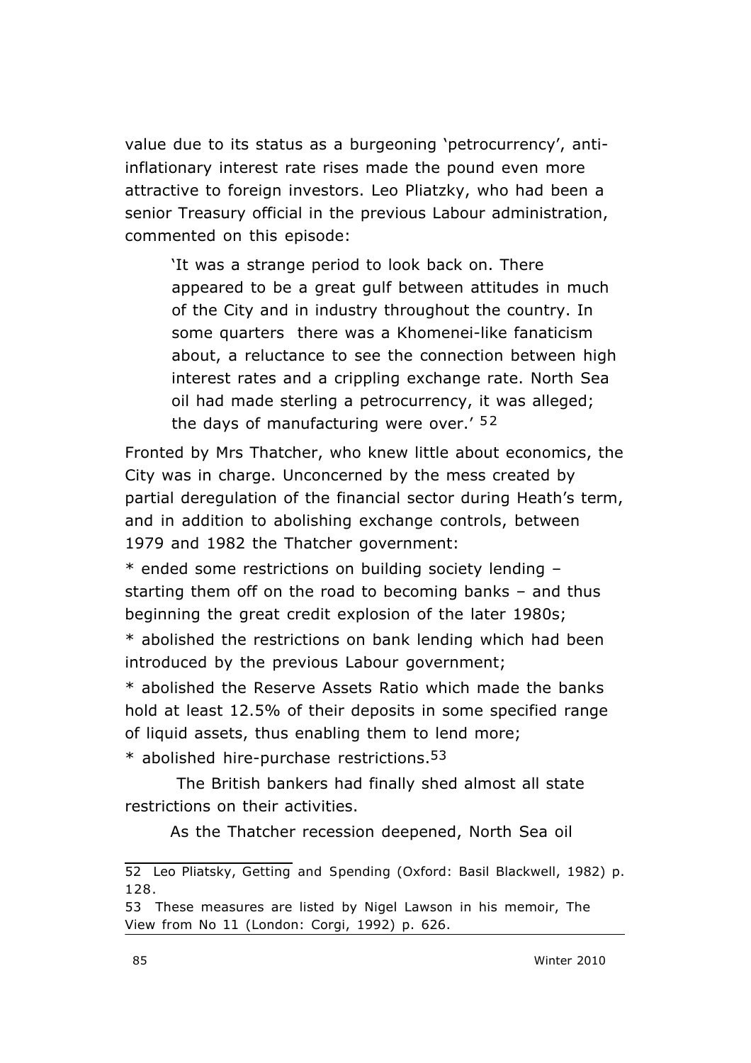value due to its status as a burgeoning 'petrocurrency', anti-inflationary interest rate rises made the pound even more attractive to foreign investors. Leo Pliatzky, who had been a senior Treasury official in the previous Labour administration, commented on this episode:

> 'It was a strange period to look back on. There appeared to be a great gulf between attitudes in much of the City and in industry throughout the country. In some quarters there was a Khomenei-like fanaticism about, a reluctance to see the connection between high interest rates and a crippling exchange rate. North Sea oil had made sterling a petrocurrency, it was alleged; the days of manufacturing were over.' [52]

Fronted by Mrs Thatcher, who knew little about economics, the City was in charge. Unconcerned by the mess created by partial deregulation of the financial sector during Heath's term, and in addition to abolishing exchange controls, between 1979 and 1982 the Thatcher government:

* ended some restrictions on building society lending – starting them off on the road to becoming banks – and thus beginning the great credit explosion of the later 1980s;
* abolished the restrictions on bank lending which had been introduced by the previous Labour government;
* abolished the Reserve Assets Ratio which made the banks hold at least 12.5% of their deposits in some specified range of liquid assets, thus enabling them to lend more;
* abolished hire-purchase restrictions.[53]

The British bankers had finally shed almost all state restrictions on their activities.

As the Thatcher recession deepened, North Sea oil

---

52 Leo Pliatzky, Getting and Spending (Oxford: Basil Blackwell, 1982) p. 128.

53 These measures are listed by Nigel Lawson in his memoir, The View from No 11 (London: Corgi, 1992) p. 626.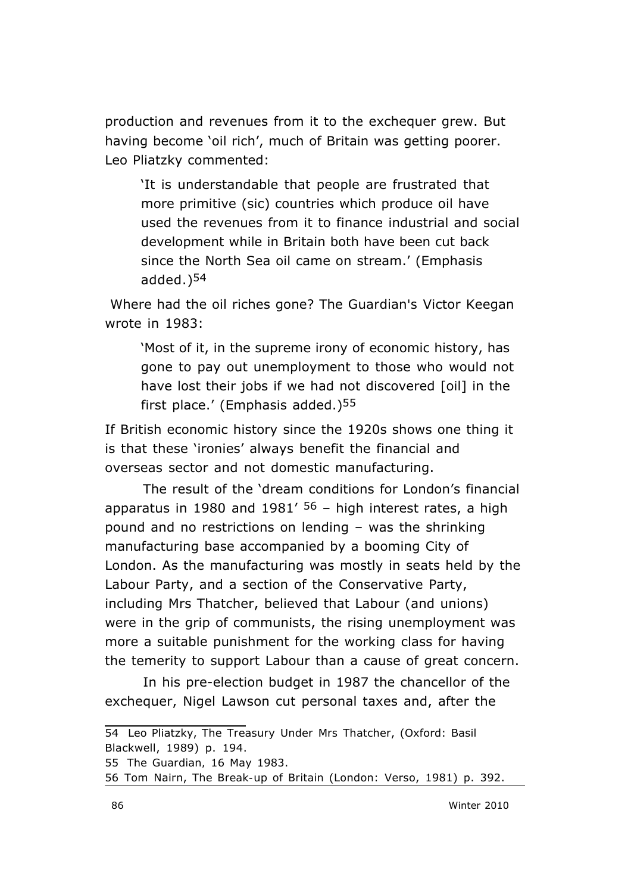production and revenues from it to the exchequer grew. But having become 'oil rich', much of Britain was getting poorer. Leo Pliatzky commented:

> 'It is understandable that people are frustrated that more primitive (sic) countries which produce oil have used the revenues from it to finance industrial and social development while in Britain both have been cut back since the North Sea oil came on stream.' (Emphasis added.)[54]

Where had the oil riches gone? The Guardian's Victor Keegan wrote in 1983:

> 'Most of it, in the supreme irony of economic history, has gone to pay out unemployment to those who would not have lost their jobs if we had not discovered [oil] in the first place.' (Emphasis added.)[55]

If British economic history since the 1920s shows one thing it is that these 'ironies' always benefit the financial and overseas sector and not domestic manufacturing.

The result of the 'dream conditions for London's financial apparatus in 1980 and 1981' [56] – high interest rates, a high pound and no restrictions on lending – was the shrinking manufacturing base accompanied by a booming City of London. As the manufacturing was mostly in seats held by the Labour Party, and a section of the Conservative Party, including Mrs Thatcher, believed that Labour (and unions) were in the grip of communists, the rising unemployment was more a suitable punishment for the working class for having the temerity to support Labour than a cause of great concern.

In his pre-election budget in 1987 the chancellor of the exchequer, Nigel Lawson cut personal taxes and, after the

---

54 Leo Pliatzky, The Treasury Under Mrs Thatcher, (Oxford: Basil Blackwell, 1989) p. 194.

55 The Guardian, 16 May 1983.

56 Tom Nairn, The Break-up of Britain (London: Verso, 1981) p. 392.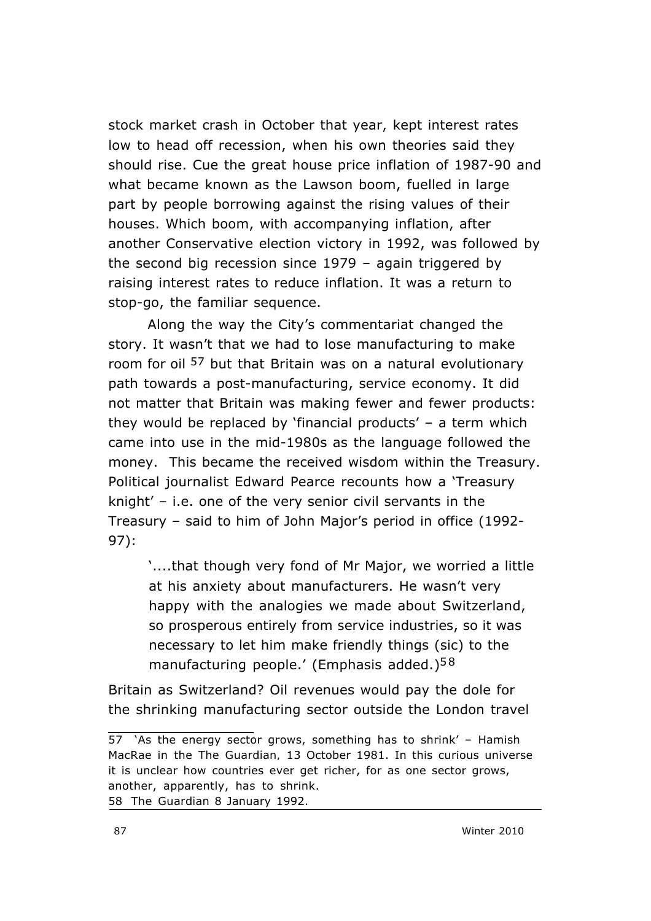stock market crash in October that year, kept interest rates low to head off recession, when his own theories said they should rise. Cue the great house price inflation of 1987-90 and what became known as the Lawson boom, fuelled in large part by people borrowing against the rising values of their houses. Which boom, with accompanying inflation, after another Conservative election victory in 1992, was followed by the second big recession since 1979 – again triggered by raising interest rates to reduce inflation. It was a return to stop-go, the familiar sequence.

Along the way the City's commentariat changed the story. It wasn't that we had to lose manufacturing to make room for oil [57] but that Britain was on a natural evolutionary path towards a post-manufacturing, service economy. It did not matter that Britain was making fewer and fewer products: they would be replaced by 'financial products' – a term which came into use in the mid-1980s as the language followed the money. This became the received wisdom within the Treasury. Political journalist Edward Pearce recounts how a 'Treasury knight' – i.e. one of the very senior civil servants in the Treasury – said to him of John Major's period in office (1992-97):

> '....that though very fond of Mr Major, we worried a little at his anxiety about manufacturers. He wasn't very happy with the analogies we made about Switzerland, so prosperous entirely from service industries, so it was necessary to let him make friendly things (sic) to the manufacturing people.' (Emphasis added.)[58]

Britain as Switzerland? Oil revenues would pay the dole for the shrinking manufacturing sector outside the London travel

---

57 'As the energy sector grows, something has to shrink' – Hamish MacRae in the The Guardian, 13 October 1981. In this curious universe it is unclear how countries ever get richer, for as one sector grows, another, apparently, has to shrink.

58 The Guardian 8 January 1992.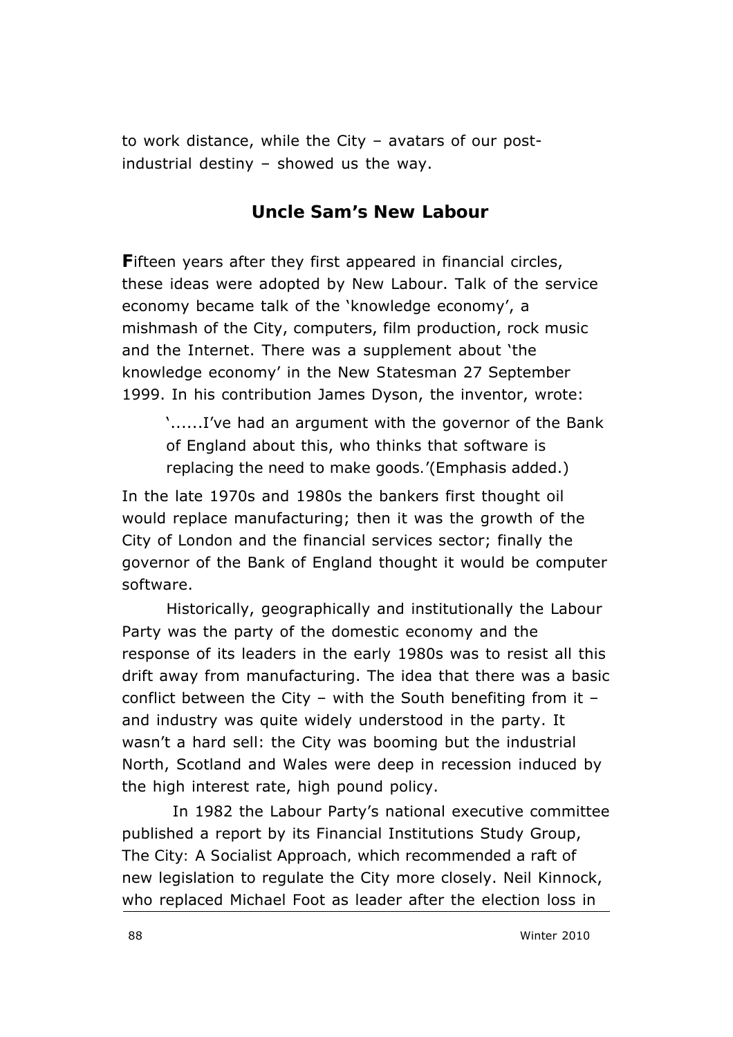to work distance, while the City – avatars of our post-industrial destiny – showed us the way.

## Uncle Sam's New Labour

**F**ifteen years after they first appeared in financial circles, these ideas were adopted by New Labour. Talk of the service economy became talk of the 'knowledge economy', a mishmash of the City, computers, film production, rock music and the Internet. There was a supplement about 'the knowledge economy' in the New Statesman 27 September 1999. In his contribution James Dyson, the inventor, wrote:

> '......I've had an argument with the governor of the Bank of England about this, who thinks that software is replacing the need to make goods.'(Emphasis added.)

In the late 1970s and 1980s the bankers first thought oil would replace manufacturing; then it was the growth of the City of London and the financial services sector; finally the governor of the Bank of England thought it would be computer software.

Historically, geographically and institutionally the Labour Party was the party of the domestic economy and the response of its leaders in the early 1980s was to resist all this drift away from manufacturing. The idea that there was a basic conflict between the City – with the South benefiting from it – and industry was quite widely understood in the party. It wasn't a hard sell: the City was booming but the industrial North, Scotland and Wales were deep in recession induced by the high interest rate, high pound policy.

In 1982 the Labour Party's national executive committee published a report by its Financial Institutions Study Group, The City: A Socialist Approach, which recommended a raft of new legislation to regulate the City more closely. Neil Kinnock, who replaced Michael Foot as leader after the election loss in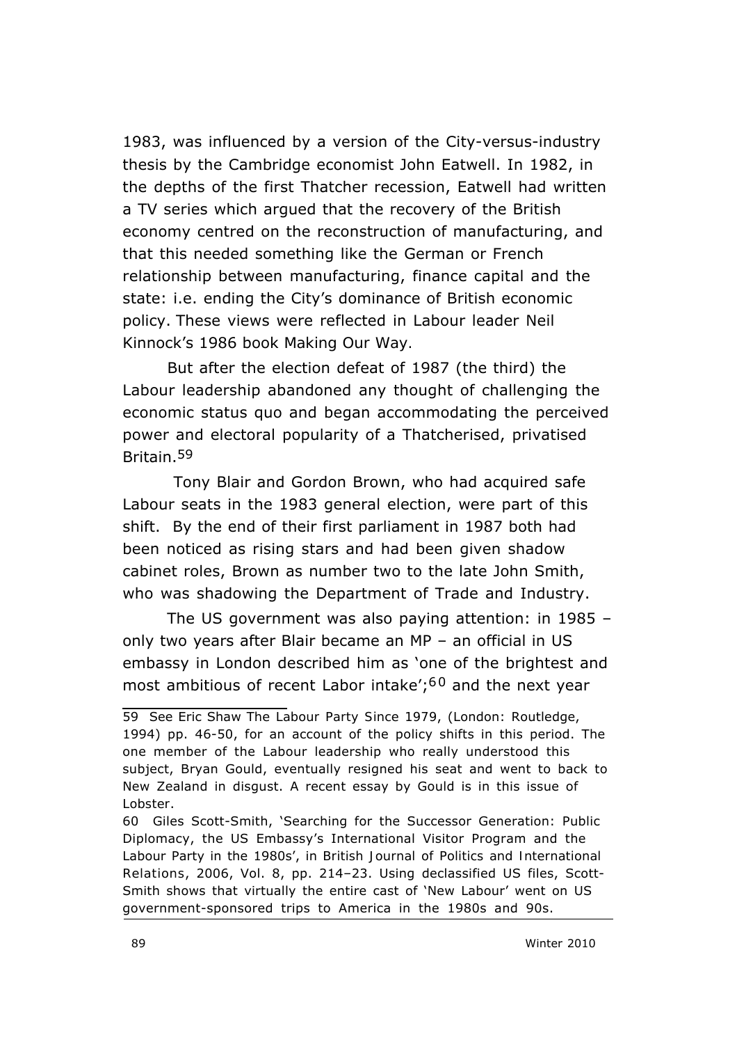1983, was influenced by a version of the City-versus-industry thesis by the Cambridge economist John Eatwell. In 1982, in the depths of the first Thatcher recession, Eatwell had written a TV series which argued that the recovery of the British economy centred on the reconstruction of manufacturing, and that this needed something like the German or French relationship between manufacturing, finance capital and the state: i.e. ending the City's dominance of British economic policy. These views were reflected in Labour leader Neil Kinnock's 1986 book Making Our Way.

But after the election defeat of 1987 (the third) the Labour leadership abandoned any thought of challenging the economic status quo and began accommodating the perceived power and electoral popularity of a Thatcherised, privatised Britain.[59]

Tony Blair and Gordon Brown, who had acquired safe Labour seats in the 1983 general election, were part of this shift. By the end of their first parliament in 1987 both had been noticed as rising stars and had been given shadow cabinet roles, Brown as number two to the late John Smith, who was shadowing the Department of Trade and Industry.

The US government was also paying attention: in 1985 – only two years after Blair became an MP – an official in US embassy in London described him as 'one of the brightest and most ambitious of recent Labor intake';[60] and the next year

---

59 See Eric Shaw The Labour Party Since 1979, (London: Routledge, 1994) pp. 46-50, for an account of the policy shifts in this period. The one member of the Labour leadership who really understood this subject, Bryan Gould, eventually resigned his seat and went to back to New Zealand in disgust. A recent essay by Gould is in this issue of Lobster.

60 Giles Scott-Smith, 'Searching for the Successor Generation: Public Diplomacy, the US Embassy's International Visitor Program and the Labour Party in the 1980s', in British Journal of Politics and International Relations, 2006, Vol. 8, pp. 214–23. Using declassified US files, Scott-Smith shows that virtually the entire cast of 'New Labour' went on US government-sponsored trips to America in the 1980s and 90s.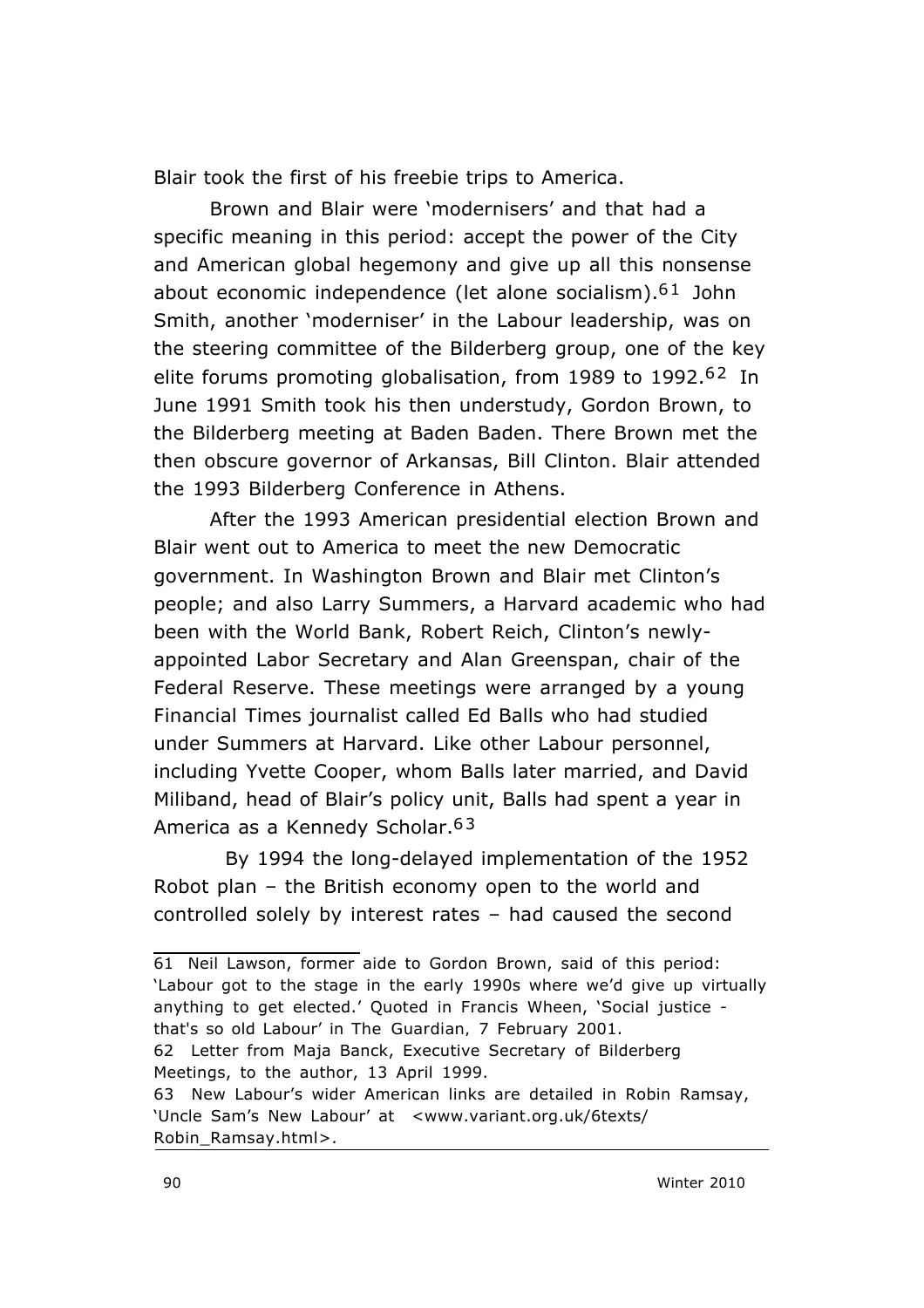Blair took the first of his freebie trips to America.

Brown and Blair were 'modernisers' and that had a specific meaning in this period: accept the power of the City and American global hegemony and give up all this nonsense about economic independence (let alone socialism).[61] John Smith, another 'moderniser' in the Labour leadership, was on the steering committee of the Bilderberg group, one of the key elite forums promoting globalisation, from 1989 to 1992.[62] In June 1991 Smith took his then understudy, Gordon Brown, to the Bilderberg meeting at Baden Baden. There Brown met the then obscure governor of Arkansas, Bill Clinton. Blair attended the 1993 Bilderberg Conference in Athens.

After the 1993 American presidential election Brown and Blair went out to America to meet the new Democratic government. In Washington Brown and Blair met Clinton's people; and also Larry Summers, a Harvard academic who had been with the World Bank, Robert Reich, Clinton's newly-appointed Labor Secretary and Alan Greenspan, chair of the Federal Reserve. These meetings were arranged by a young Financial Times journalist called Ed Balls who had studied under Summers at Harvard. Like other Labour personnel, including Yvette Cooper, whom Balls later married, and David Miliband, head of Blair's policy unit, Balls had spent a year in America as a Kennedy Scholar.[63]

By 1994 the long-delayed implementation of the 1952 Robot plan – the British economy open to the world and controlled solely by interest rates – had caused the second

---

61 Neil Lawson, former aide to Gordon Brown, said of this period: 'Labour got to the stage in the early 1990s where we'd give up virtually anything to get elected.' Quoted in Francis Wheen, 'Social justice - that's so old Labour' in *The Guardian*, 7 February 2001.

62 Letter from Maja Banck, Executive Secretary of Bilderberg Meetings, to the author, 13 April 1999.

63 New Labour's wider American links are detailed in Robin Ramsay, 'Uncle Sam's New Labour' at <www.variant.org.uk/6texts/Robin_Ramsay.html>.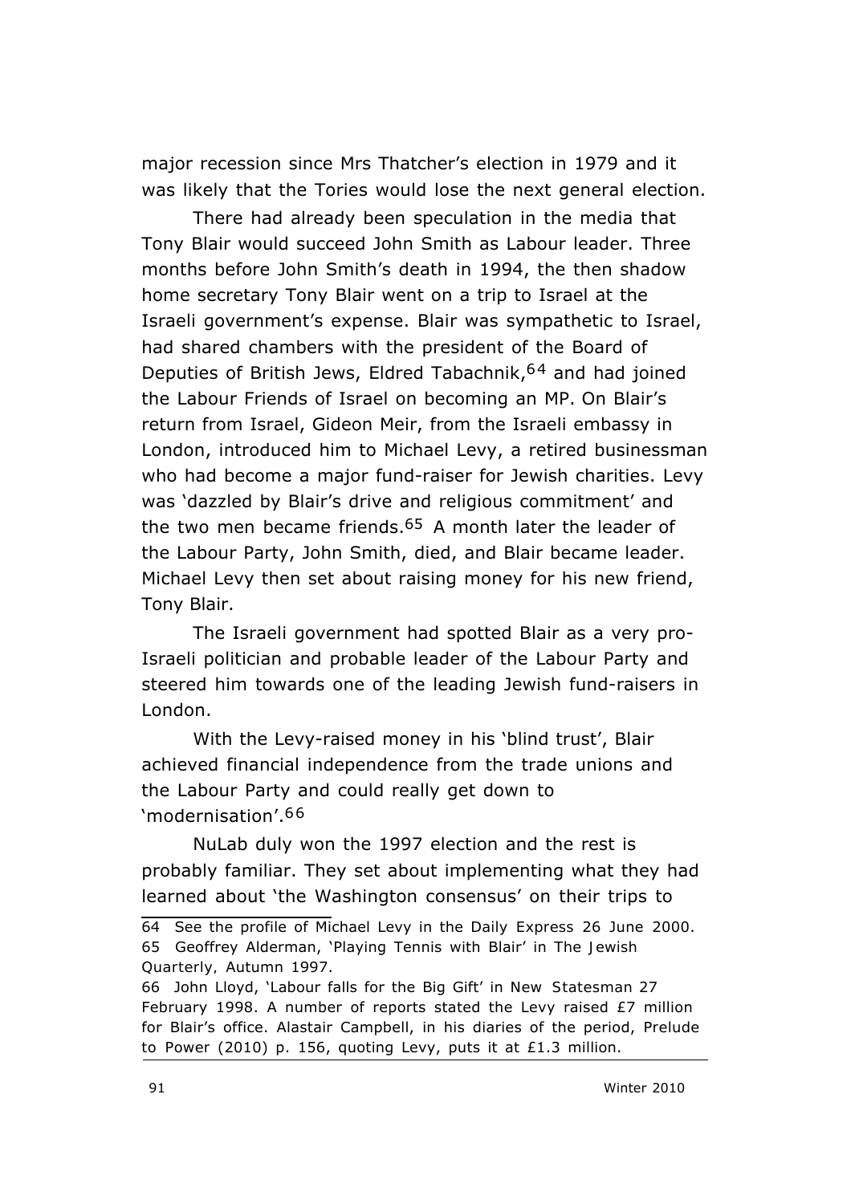major recession since Mrs Thatcher's election in 1979 and it was likely that the Tories would lose the next general election.

There had already been speculation in the media that Tony Blair would succeed John Smith as Labour leader. Three months before John Smith's death in 1994, the then shadow home secretary Tony Blair went on a trip to Israel at the Israeli government's expense. Blair was sympathetic to Israel, had shared chambers with the president of the Board of Deputies of British Jews, Eldred Tabachnik,[64] and had joined the Labour Friends of Israel on becoming an MP. On Blair's return from Israel, Gideon Meir, from the Israeli embassy in London, introduced him to Michael Levy, a retired businessman who had become a major fund-raiser for Jewish charities. Levy was 'dazzled by Blair's drive and religious commitment' and the two men became friends.[65] A month later the leader of the Labour Party, John Smith, died, and Blair became leader. Michael Levy then set about raising money for his new friend, Tony Blair.

The Israeli government had spotted Blair as a very pro-Israeli politician and probable leader of the Labour Party and steered him towards one of the leading Jewish fund-raisers in London.

With the Levy-raised money in his 'blind trust', Blair achieved financial independence from the trade unions and the Labour Party and could really get down to 'modernisation'.[66]

NuLab duly won the 1997 election and the rest is probably familiar. They set about implementing what they had learned about 'the Washington consensus' on their trips to

---

64 See the profile of Michael Levy in the Daily Express 26 June 2000.

65 Geoffrey Alderman, 'Playing Tennis with Blair' in *The Jewish Quarterly*, Autumn 1997.

66 John Lloyd, 'Labour falls for the Big Gift' in *New Statesman* 27 February 1998. A number of reports stated the Levy raised £7 million for Blair's office. Alastair Campbell, in his diaries of the period, *Prelude to Power* (2010) p. 156, quoting Levy, puts it at £1.3 million.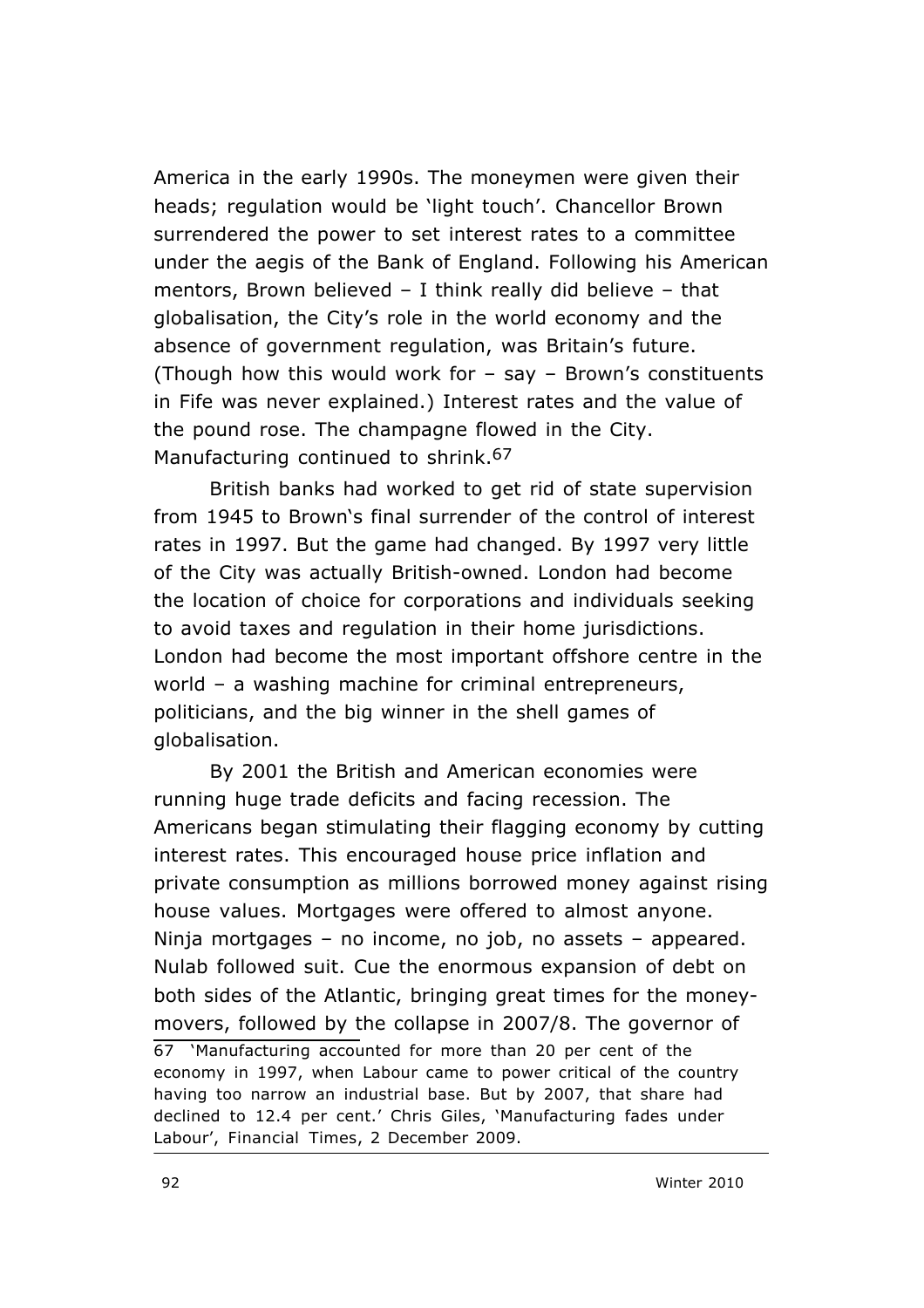America in the early 1990s. The moneymen were given their heads; regulation would be 'light touch'. Chancellor Brown surrendered the power to set interest rates to a committee under the aegis of the Bank of England. Following his American mentors, Brown believed – I think really did believe – that globalisation, the City's role in the world economy and the absence of government regulation, was Britain's future. (Though how this would work for – say – Brown's constituents in Fife was never explained.) Interest rates and the value of the pound rose. The champagne flowed in the City. Manufacturing continued to shrink.[67]

British banks had worked to get rid of state supervision from 1945 to Brown's final surrender of the control of interest rates in 1997. But the game had changed. By 1997 very little of the City was actually British-owned. London had become the location of choice for corporations and individuals seeking to avoid taxes and regulation in their home jurisdictions. London had become the most important offshore centre in the world – a washing machine for criminal entrepreneurs, politicians, and the big winner in the shell games of globalisation.

By 2001 the British and American economies were running huge trade deficits and facing recession. The Americans began stimulating their flagging economy by cutting interest rates. This encouraged house price inflation and private consumption as millions borrowed money against rising house values. Mortgages were offered to almost anyone. Ninja mortgages – no income, no job, no assets – appeared. Nulab followed suit. Cue the enormous expansion of debt on both sides of the Atlantic, bringing great times for the money-movers, followed by the collapse in 2007/8. The governor of

---

67 'Manufacturing accounted for more than 20 per cent of the economy in 1997, when Labour came to power critical of the country having too narrow an industrial base. But by 2007, that share had declined to 12.4 per cent.' Chris Giles, 'Manufacturing fades under Labour', Financial Times, 2 December 2009.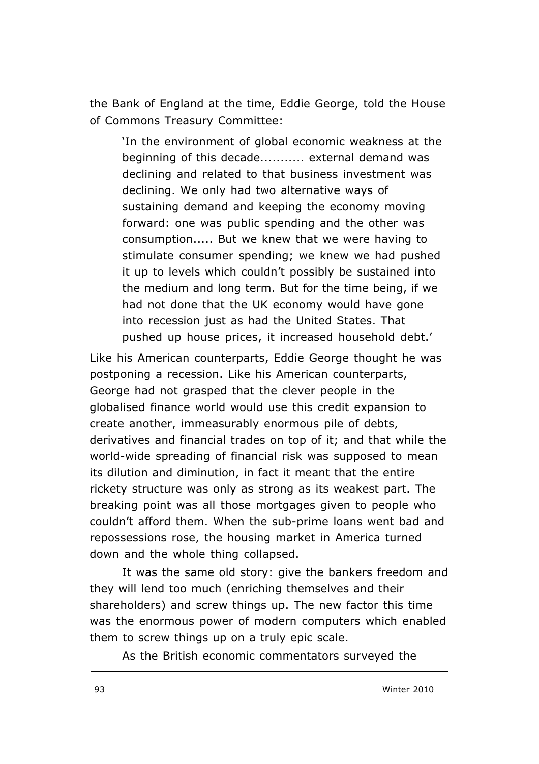the Bank of England at the time, Eddie George, told the House of Commons Treasury Committee:

> 'In the environment of global economic weakness at the beginning of this decade.......... external demand was declining and related to that business investment was declining. We only had two alternative ways of sustaining demand and keeping the economy moving forward: one was public spending and the other was consumption..... But we knew that we were having to stimulate consumer spending; we knew we had pushed it up to levels which couldn't possibly be sustained into the medium and long term. But for the time being, if we had not done that the UK economy would have gone into recession just as had the United States. That pushed up house prices, it increased household debt.'

Like his American counterparts, Eddie George thought he was postponing a recession. Like his American counterparts, George had not grasped that the clever people in the globalised finance world would use this credit expansion to create another, immeasurably enormous pile of debts, derivatives and financial trades on top of it; and that while the world-wide spreading of financial risk was supposed to mean its dilution and diminution, in fact it meant that the entire rickety structure was only as strong as its weakest part. The breaking point was all those mortgages given to people who couldn't afford them. When the sub-prime loans went bad and repossessions rose, the housing market in America turned down and the whole thing collapsed.

It was the same old story: give the bankers freedom and they will lend too much (enriching themselves and their shareholders) and screw things up. The new factor this time was the enormous power of modern computers which enabled them to screw things up on a truly epic scale.

As the British economic commentators surveyed the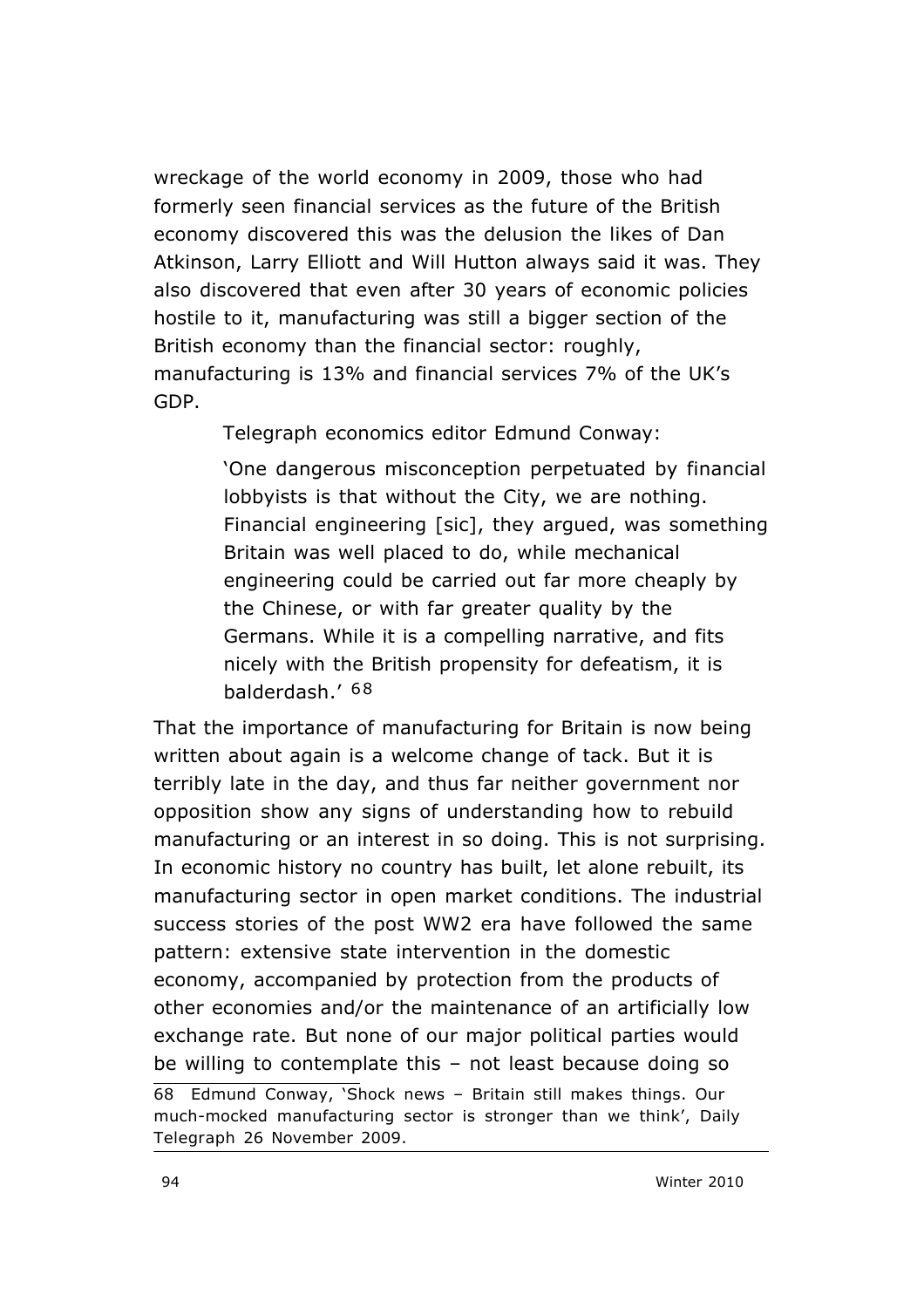wreckage of the world economy in 2009, those who had formerly seen financial services as the future of the British economy discovered this was the delusion the likes of Dan Atkinson, Larry Elliott and Will Hutton always said it was. They also discovered that even after 30 years of economic policies hostile to it, manufacturing was still a bigger section of the British economy than the financial sector: roughly, manufacturing is 13% and financial services 7% of the UK's GDP.

Telegraph economics editor Edmund Conway:

> 'One dangerous misconception perpetuated by financial lobbyists is that without the City, we are nothing. Financial engineering [sic], they argued, was something Britain was well placed to do, while mechanical engineering could be carried out far more cheaply by the Chinese, or with far greater quality by the Germans. While it is a compelling narrative, and fits nicely with the British propensity for defeatism, it is balderdash.' [68]

That the importance of manufacturing for Britain is now being written about again is a welcome change of tack. But it is terribly late in the day, and thus far neither government nor opposition show any signs of understanding how to rebuild manufacturing or an interest in so doing. This is not surprising. In economic history no country has built, let alone rebuilt, its manufacturing sector in open market conditions. The industrial success stories of the post WW2 era have followed the same pattern: extensive state intervention in the domestic economy, accompanied by protection from the products of other economies and/or the maintenance of an artificially low exchange rate. But none of our major political parties would be willing to contemplate this – not least because doing so

68 Edmund Conway, 'Shock news – Britain still makes things. Our much-mocked manufacturing sector is stronger than we think', Daily Telegraph 26 November 2009.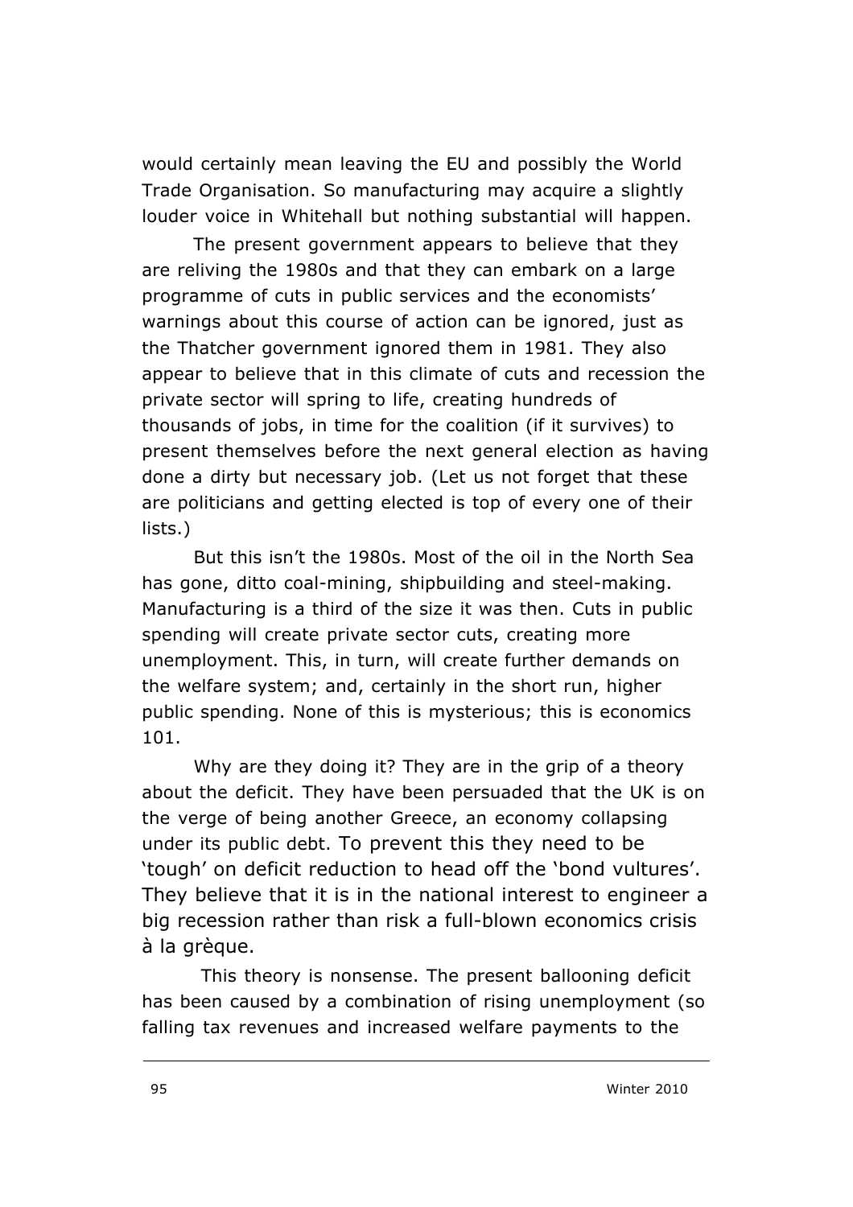would certainly mean leaving the EU and possibly the World Trade Organisation. So manufacturing may acquire a slightly louder voice in Whitehall but nothing substantial will happen.

The present government appears to believe that they are reliving the 1980s and that they can embark on a large programme of cuts in public services and the economists' warnings about this course of action can be ignored, just as the Thatcher government ignored them in 1981. They also appear to believe that in this climate of cuts and recession the private sector will spring to life, creating hundreds of thousands of jobs, in time for the coalition (if it survives) to present themselves before the next general election as having done a dirty but necessary job. (Let us not forget that these are politicians and getting elected is top of every one of their lists.)

But this isn't the 1980s. Most of the oil in the North Sea has gone, ditto coal-mining, shipbuilding and steel-making. Manufacturing is a third of the size it was then. Cuts in public spending will create private sector cuts, creating more unemployment. This, in turn, will create further demands on the welfare system; and, certainly in the short run, higher public spending. None of this is mysterious; this is economics 101.

Why are they doing it? They are in the grip of a theory about the deficit. They have been persuaded that the UK is on the verge of being another Greece, an economy collapsing under its public debt. To prevent this they need to be 'tough' on deficit reduction to head off the 'bond vultures'. They believe that it is in the national interest to engineer a big recession rather than risk a full-blown economics crisis à la grèque.

This theory is nonsense. The present ballooning deficit has been caused by a combination of rising unemployment (so falling tax revenues and increased welfare payments to the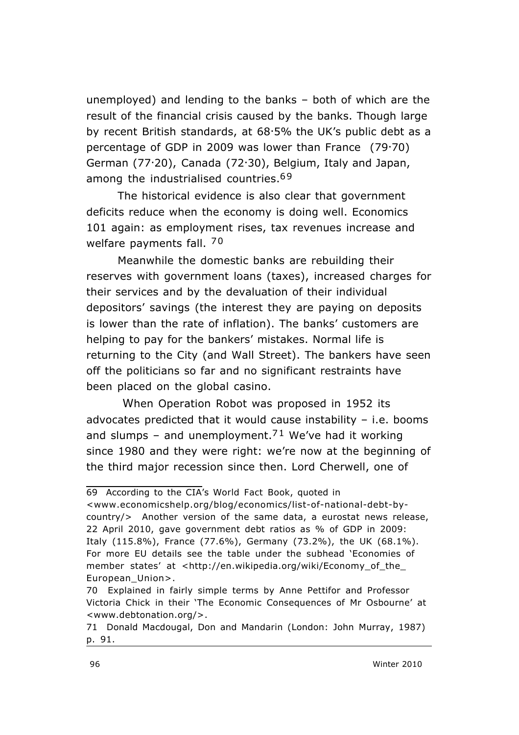unemployed) and lending to the banks – both of which are the result of the financial crisis caused by the banks. Though large by recent British standards, at 68·5% the UK's public debt as a percentage of GDP in 2009 was lower than France (79·70) German (77·20), Canada (72·30), Belgium, Italy and Japan, among the industrialised countries.[69]

The historical evidence is also clear that government deficits reduce when the economy is doing well. Economics 101 again: as employment rises, tax revenues increase and welfare payments fall. [70]

Meanwhile the domestic banks are rebuilding their reserves with government loans (taxes), increased charges for their services and by the devaluation of their individual depositors' savings (the interest they are paying on deposits is lower than the rate of inflation). The banks' customers are helping to pay for the bankers' mistakes. Normal life is returning to the City (and Wall Street). The bankers have seen off the politicians so far and no significant restraints have been placed on the global casino.

When Operation Robot was proposed in 1952 its advocates predicted that it would cause instability – i.e. booms and slumps – and unemployment.[71] We've had it working since 1980 and they were right: we're now at the beginning of the third major recession since then. Lord Cherwell, one of

---

69 According to the CIA's World Fact Book, quoted in <www.economicshelp.org/blog/economics/list-of-national-debt-by-country/> Another version of the same data, a eurostat news release, 22 April 2010, gave government debt ratios as % of GDP in 2009: Italy (115.8%), France (77.6%), Germany (73.2%), the UK (68.1%). For more EU details see the table under the subhead 'Economies of member states' at <http://en.wikipedia.org/wiki/Economy_of_the_European_Union>.

70 Explained in fairly simple terms by Anne Pettifor and Professor Victoria Chick in their 'The Economic Consequences of Mr Osbourne' at <www.debtonation.org/>.

71 Donald Macdougal, Don and Mandarin (London: John Murray, 1987) p. 91.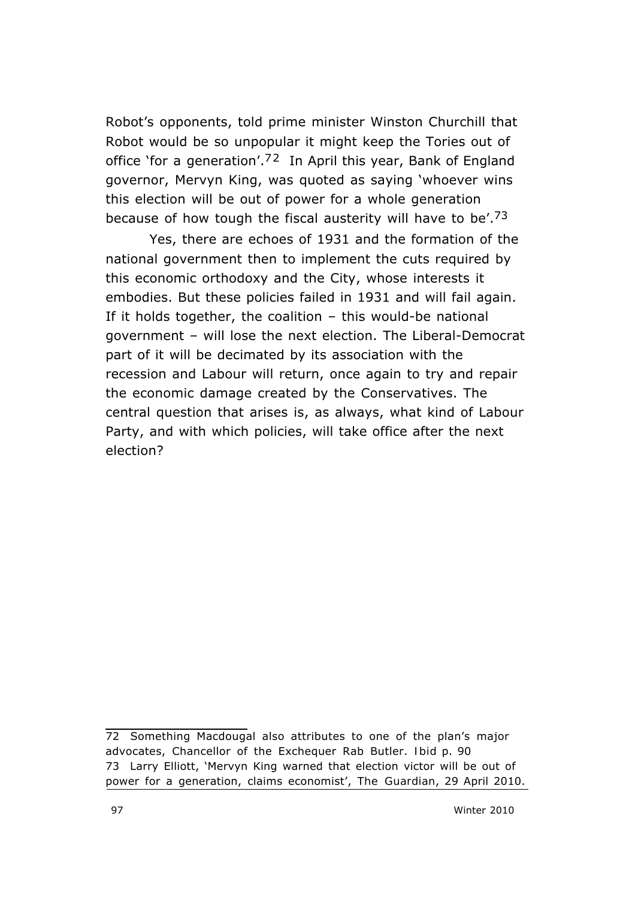Robot's opponents, told prime minister Winston Churchill that Robot would be so unpopular it might keep the Tories out of office 'for a generation'.[72] In April this year, Bank of England governor, Mervyn King, was quoted as saying 'whoever wins this election will be out of power for a whole generation because of how tough the fiscal austerity will have to be'.[73]

Yes, there are echoes of 1931 and the formation of the national government then to implement the cuts required by this economic orthodoxy and the City, whose interests it embodies. But these policies failed in 1931 and will fail again. If it holds together, the coalition – this would-be national government – will lose the next election. The Liberal-Democrat part of it will be decimated by its association with the recession and Labour will return, once again to try and repair the economic damage created by the Conservatives. The central question that arises is, as always, what kind of Labour Party, and with which policies, will take office after the next election?

---

72 Something Macdougal also attributes to one of the plan's major advocates, Chancellor of the Exchequer Rab Butler. *Ibid* p. 90

73 Larry Elliott, 'Mervyn King warned that election victor will be out of power for a generation, claims economist', *The Guardian*, 29 April 2010.